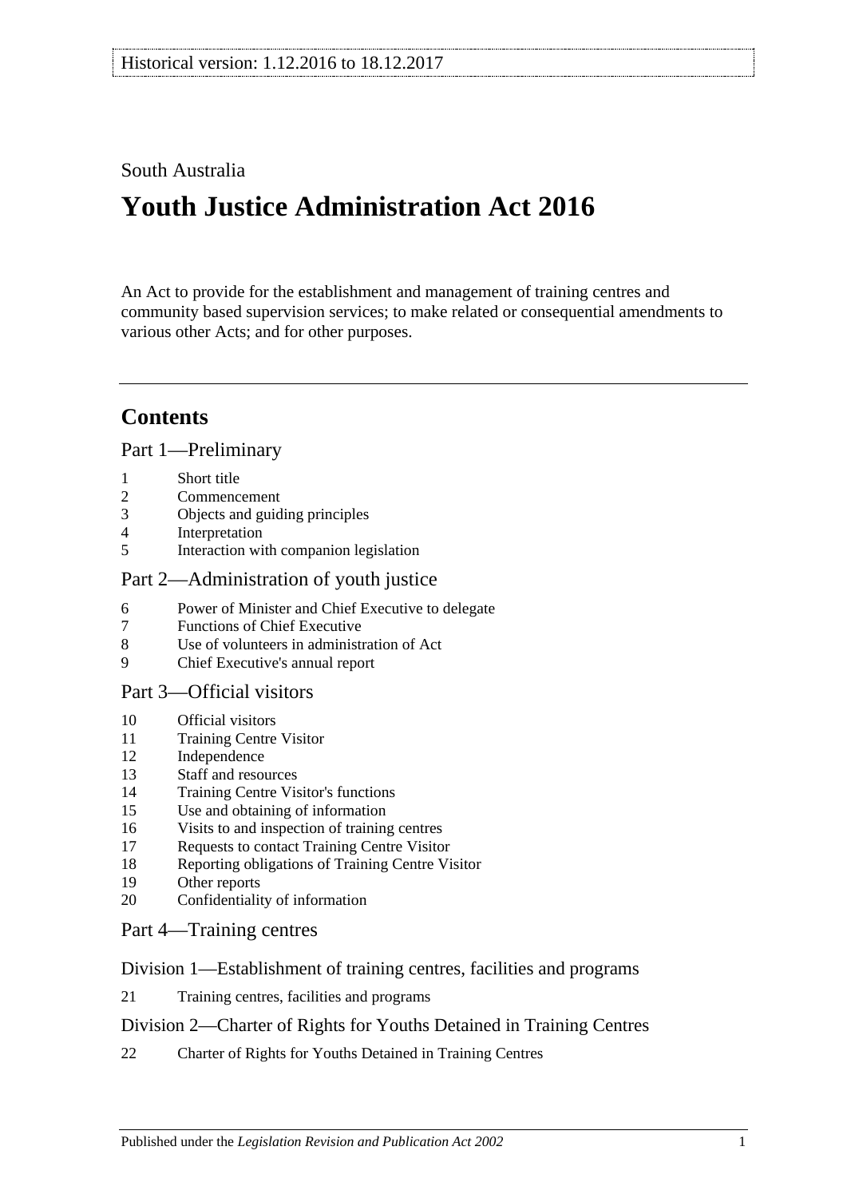Historical version: 1.12.2016 to 18.12.2017

South Australia

# Youth Justice Administration Act 2016

An Act to provide for the establishment and management of training centres and community based supervision services; to make related or consequential amendments to various other Acts; and for other purposes.

## Contents

### Part 1—Preliminary

1 Short title
2 Commencement
3 Objects and guiding principles
4 Interpretation
5 Interaction with companion legislation

### Part 2—Administration of youth justice

6 Power of Minister and Chief Executive to delegate
7 Functions of Chief Executive
8 Use of volunteers in administration of Act
9 Chief Executive's annual report

### Part 3—Official visitors

10 Official visitors
11 Training Centre Visitor
12 Independence
13 Staff and resources
14 Training Centre Visitor's functions
15 Use and obtaining of information
16 Visits to and inspection of training centres
17 Requests to contact Training Centre Visitor
18 Reporting obligations of Training Centre Visitor
19 Other reports
20 Confidentiality of information

### Part 4—Training centres

#### Division 1—Establishment of training centres, facilities and programs

21 Training centres, facilities and programs

#### Division 2—Charter of Rights for Youths Detained in Training Centres

22 Charter of Rights for Youths Detained in Training Centres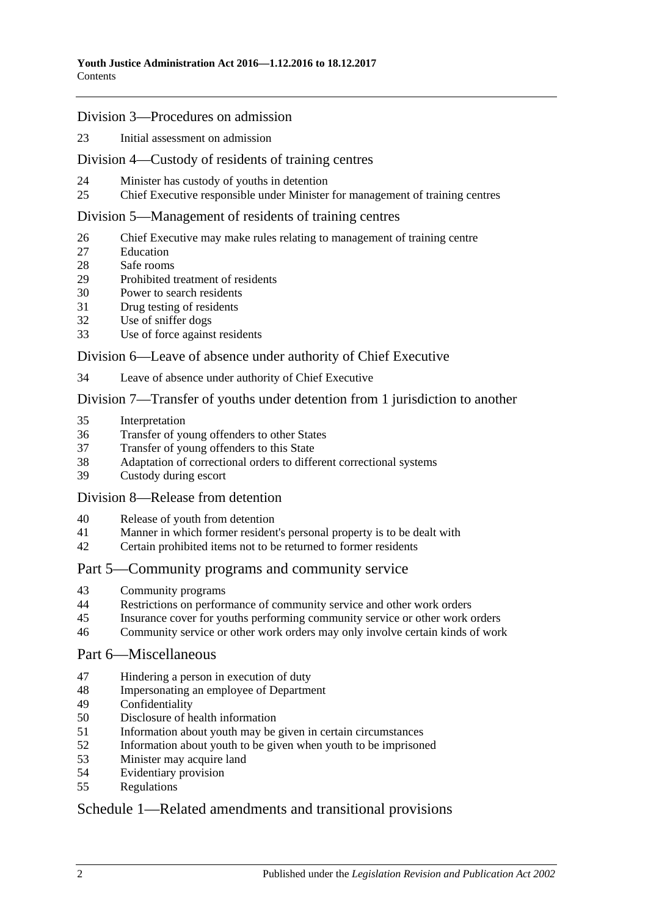## Division 3—Procedures on admission

23 Initial assessment on admission

## Division 4—Custody of residents of training centres

24 Minister has custody of youths in detention
25 Chief Executive responsible under Minister for management of training centres

## Division 5—Management of residents of training centres

26 Chief Executive may make rules relating to management of training centre
27 Education
28 Safe rooms
29 Prohibited treatment of residents
30 Power to search residents
31 Drug testing of residents
32 Use of sniffer dogs
33 Use of force against residents

## Division 6—Leave of absence under authority of Chief Executive

34 Leave of absence under authority of Chief Executive

## Division 7—Transfer of youths under detention from 1 jurisdiction to another

35 Interpretation
36 Transfer of young offenders to other States
37 Transfer of young offenders to this State
38 Adaptation of correctional orders to different correctional systems
39 Custody during escort

## Division 8—Release from detention

40 Release of youth from detention
41 Manner in which former resident's personal property is to be dealt with
42 Certain prohibited items not to be returned to former residents

## Part 5—Community programs and community service

43 Community programs
44 Restrictions on performance of community service and other work orders
45 Insurance cover for youths performing community service or other work orders
46 Community service or other work orders may only involve certain kinds of work

## Part 6—Miscellaneous

47 Hindering a person in execution of duty
48 Impersonating an employee of Department
49 Confidentiality
50 Disclosure of health information
51 Information about youth may be given in certain circumstances
52 Information about youth to be given when youth to be imprisoned
53 Minister may acquire land
54 Evidentiary provision
55 Regulations

## Schedule 1—Related amendments and transitional provisions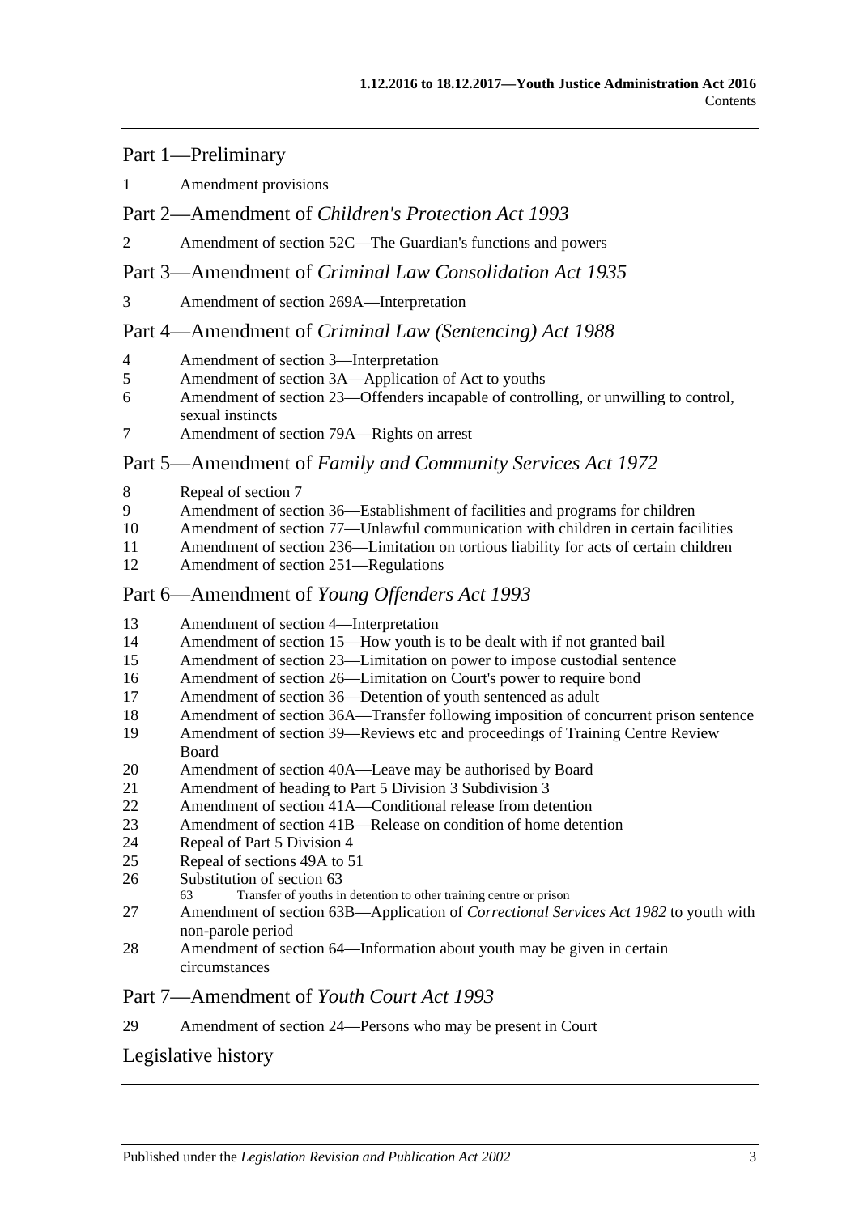## Part 1—Preliminary

1 Amendment provisions

## Part 2—Amendment of *Children's Protection Act 1993*

2 Amendment of section 52C—The Guardian's functions and powers

## Part 3—Amendment of *Criminal Law Consolidation Act 1935*

3 Amendment of section 269A—Interpretation

## Part 4—Amendment of *Criminal Law (Sentencing) Act 1988*

4 Amendment of section 3—Interpretation
5 Amendment of section 3A—Application of Act to youths
6 Amendment of section 23—Offenders incapable of controlling, or unwilling to control, sexual instincts
7 Amendment of section 79A—Rights on arrest

## Part 5—Amendment of *Family and Community Services Act 1972*

8 Repeal of section 7
9 Amendment of section 36—Establishment of facilities and programs for children
10 Amendment of section 77—Unlawful communication with children in certain facilities
11 Amendment of section 236—Limitation on tortious liability for acts of certain children
12 Amendment of section 251—Regulations

## Part 6—Amendment of *Young Offenders Act 1993*

13 Amendment of section 4—Interpretation
14 Amendment of section 15—How youth is to be dealt with if not granted bail
15 Amendment of section 23—Limitation on power to impose custodial sentence
16 Amendment of section 26—Limitation on Court's power to require bond
17 Amendment of section 36—Detention of youth sentenced as adult
18 Amendment of section 36A—Transfer following imposition of concurrent prison sentence
19 Amendment of section 39—Reviews etc and proceedings of Training Centre Review Board
20 Amendment of section 40A—Leave may be authorised by Board
21 Amendment of heading to Part 5 Division 3 Subdivision 3
22 Amendment of section 41A—Conditional release from detention
23 Amendment of section 41B—Release on condition of home detention
24 Repeal of Part 5 Division 4
25 Repeal of sections 49A to 51
26 Substitution of section 63
    63 Transfer of youths in detention to other training centre or prison
27 Amendment of section 63B—Application of *Correctional Services Act 1982* to youth with non-parole period
28 Amendment of section 64—Information about youth may be given in certain circumstances

## Part 7—Amendment of *Youth Court Act 1993*

29 Amendment of section 24—Persons who may be present in Court

## Legislative history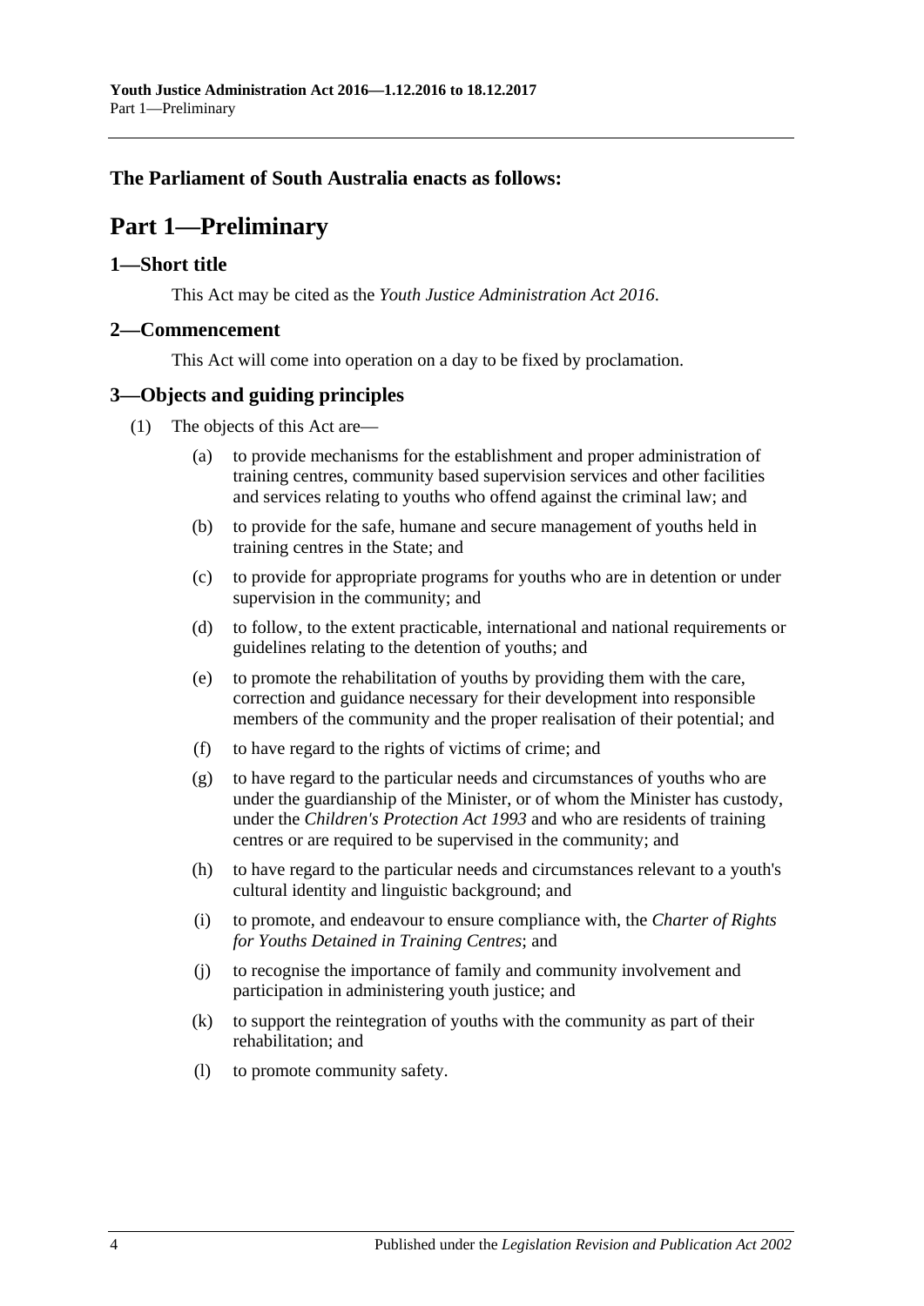**The Parliament of South Australia enacts as follows:**

# Part 1—Preliminary

## 1—Short title

This Act may be cited as the *Youth Justice Administration Act 2016*.

## 2—Commencement

This Act will come into operation on a day to be fixed by proclamation.

## 3—Objects and guiding principles

(1) The objects of this Act are—

(a) to provide mechanisms for the establishment and proper administration of training centres, community based supervision services and other facilities and services relating to youths who offend against the criminal law; and

(b) to provide for the safe, humane and secure management of youths held in training centres in the State; and

(c) to provide for appropriate programs for youths who are in detention or under supervision in the community; and

(d) to follow, to the extent practicable, international and national requirements or guidelines relating to the detention of youths; and

(e) to promote the rehabilitation of youths by providing them with the care, correction and guidance necessary for their development into responsible members of the community and the proper realisation of their potential; and

(f) to have regard to the rights of victims of crime; and

(g) to have regard to the particular needs and circumstances of youths who are under the guardianship of the Minister, or of whom the Minister has custody, under the *Children's Protection Act 1993* and who are residents of training centres or are required to be supervised in the community; and

(h) to have regard to the particular needs and circumstances relevant to a youth's cultural identity and linguistic background; and

(i) to promote, and endeavour to ensure compliance with, the *Charter of Rights for Youths Detained in Training Centres*; and

(j) to recognise the importance of family and community involvement and participation in administering youth justice; and

(k) to support the reintegration of youths with the community as part of their rehabilitation; and

(l) to promote community safety.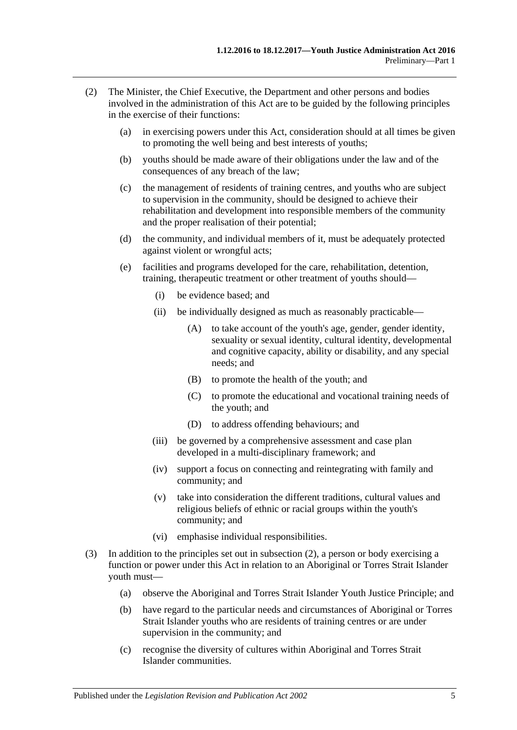(2) The Minister, the Chief Executive, the Department and other persons and bodies involved in the administration of this Act are to be guided by the following principles in the exercise of their functions:

   (a) in exercising powers under this Act, consideration should at all times be given to promoting the well being and best interests of youths;

   (b) youths should be made aware of their obligations under the law and of the consequences of any breach of the law;

   (c) the management of residents of training centres, and youths who are subject to supervision in the community, should be designed to achieve their rehabilitation and development into responsible members of the community and the proper realisation of their potential;

   (d) the community, and individual members of it, must be adequately protected against violent or wrongful acts;

   (e) facilities and programs developed for the care, rehabilitation, detention, training, therapeutic treatment or other treatment of youths should—

      (i) be evidence based; and

      (ii) be individually designed as much as reasonably practicable—

         (A) to take account of the youth's age, gender, gender identity, sexuality or sexual identity, cultural identity, developmental and cognitive capacity, ability or disability, and any special needs; and

         (B) to promote the health of the youth; and

         (C) to promote the educational and vocational training needs of the youth; and

         (D) to address offending behaviours; and

      (iii) be governed by a comprehensive assessment and case plan developed in a multi-disciplinary framework; and

      (iv) support a focus on connecting and reintegrating with family and community; and

      (v) take into consideration the different traditions, cultural values and religious beliefs of ethnic or racial groups within the youth's community; and

      (vi) emphasise individual responsibilities.

(3) In addition to the principles set out in subsection (2), a person or body exercising a function or power under this Act in relation to an Aboriginal or Torres Strait Islander youth must—

   (a) observe the Aboriginal and Torres Strait Islander Youth Justice Principle; and

   (b) have regard to the particular needs and circumstances of Aboriginal or Torres Strait Islander youths who are residents of training centres or are under supervision in the community; and

   (c) recognise the diversity of cultures within Aboriginal and Torres Strait Islander communities.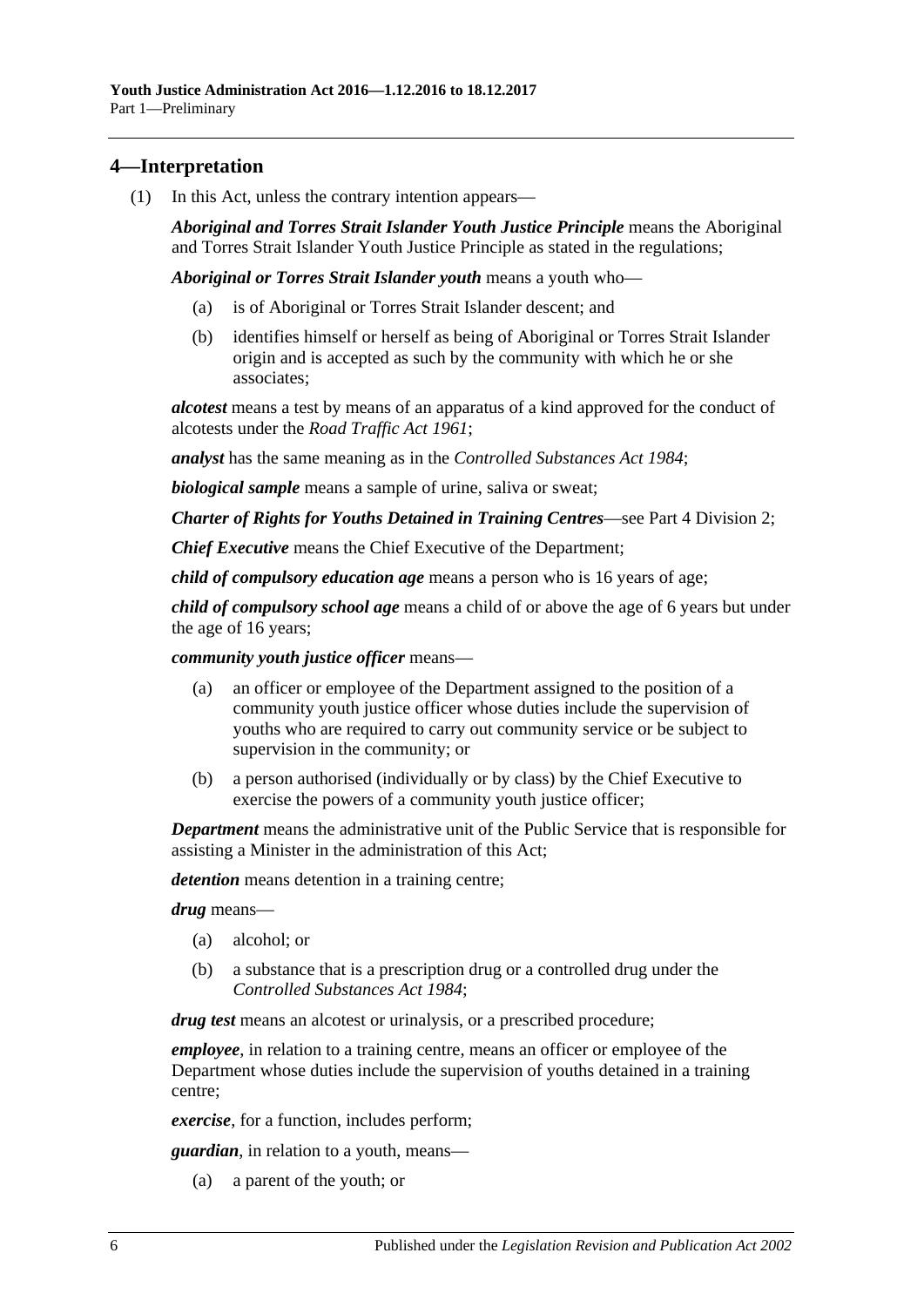## 4—Interpretation

(1) In this Act, unless the contrary intention appears—

***Aboriginal and Torres Strait Islander Youth Justice Principle*** means the Aboriginal and Torres Strait Islander Youth Justice Principle as stated in the regulations;

***Aboriginal or Torres Strait Islander youth*** means a youth who—

(a) is of Aboriginal or Torres Strait Islander descent; and

(b) identifies himself or herself as being of Aboriginal or Torres Strait Islander origin and is accepted as such by the community with which he or she associates;

***alcotest*** means a test by means of an apparatus of a kind approved for the conduct of alcotests under the *Road Traffic Act 1961*;

***analyst*** has the same meaning as in the *Controlled Substances Act 1984*;

***biological sample*** means a sample of urine, saliva or sweat;

***Charter of Rights for Youths Detained in Training Centres***—see Part 4 Division 2;

***Chief Executive*** means the Chief Executive of the Department;

***child of compulsory education age*** means a person who is 16 years of age;

***child of compulsory school age*** means a child of or above the age of 6 years but under the age of 16 years;

***community youth justice officer*** means—

(a) an officer or employee of the Department assigned to the position of a community youth justice officer whose duties include the supervision of youths who are required to carry out community service or be subject to supervision in the community; or

(b) a person authorised (individually or by class) by the Chief Executive to exercise the powers of a community youth justice officer;

***Department*** means the administrative unit of the Public Service that is responsible for assisting a Minister in the administration of this Act;

***detention*** means detention in a training centre;

***drug*** means—

(a) alcohol; or

(b) a substance that is a prescription drug or a controlled drug under the *Controlled Substances Act 1984*;

***drug test*** means an alcotest or urinalysis, or a prescribed procedure;

***employee***, in relation to a training centre, means an officer or employee of the Department whose duties include the supervision of youths detained in a training centre;

***exercise***, for a function, includes perform;

***guardian***, in relation to a youth, means—

(a) a parent of the youth; or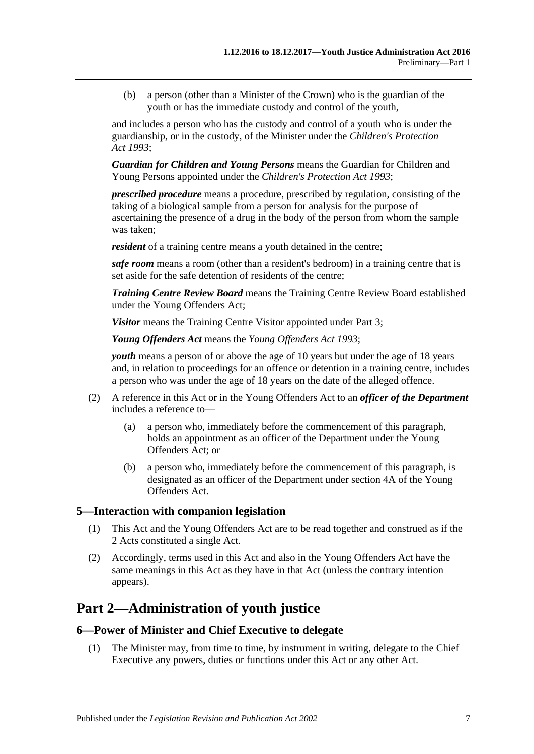(b) a person (other than a Minister of the Crown) who is the guardian of the youth or has the immediate custody and control of the youth,

and includes a person who has the custody and control of a youth who is under the guardianship, or in the custody, of the Minister under the *Children's Protection Act 1993*;

***Guardian for Children and Young Persons*** means the Guardian for Children and Young Persons appointed under the *Children's Protection Act 1993*;

***prescribed procedure*** means a procedure, prescribed by regulation, consisting of the taking of a biological sample from a person for analysis for the purpose of ascertaining the presence of a drug in the body of the person from whom the sample was taken;

***resident*** of a training centre means a youth detained in the centre;

***safe room*** means a room (other than a resident's bedroom) in a training centre that is set aside for the safe detention of residents of the centre;

***Training Centre Review Board*** means the Training Centre Review Board established under the Young Offenders Act;

***Visitor*** means the Training Centre Visitor appointed under Part 3;

***Young Offenders Act*** means the *Young Offenders Act 1993*;

***youth*** means a person of or above the age of 10 years but under the age of 18 years and, in relation to proceedings for an offence or detention in a training centre, includes a person who was under the age of 18 years on the date of the alleged offence.

(2) A reference in this Act or in the Young Offenders Act to an ***officer of the Department*** includes a reference to—

(a) a person who, immediately before the commencement of this paragraph, holds an appointment as an officer of the Department under the Young Offenders Act; or

(b) a person who, immediately before the commencement of this paragraph, is designated as an officer of the Department under section 4A of the Young Offenders Act.

### 5—Interaction with companion legislation

(1) This Act and the Young Offenders Act are to be read together and construed as if the 2 Acts constituted a single Act.

(2) Accordingly, terms used in this Act and also in the Young Offenders Act have the same meanings in this Act as they have in that Act (unless the contrary intention appears).

## Part 2—Administration of youth justice

### 6—Power of Minister and Chief Executive to delegate

(1) The Minister may, from time to time, by instrument in writing, delegate to the Chief Executive any powers, duties or functions under this Act or any other Act.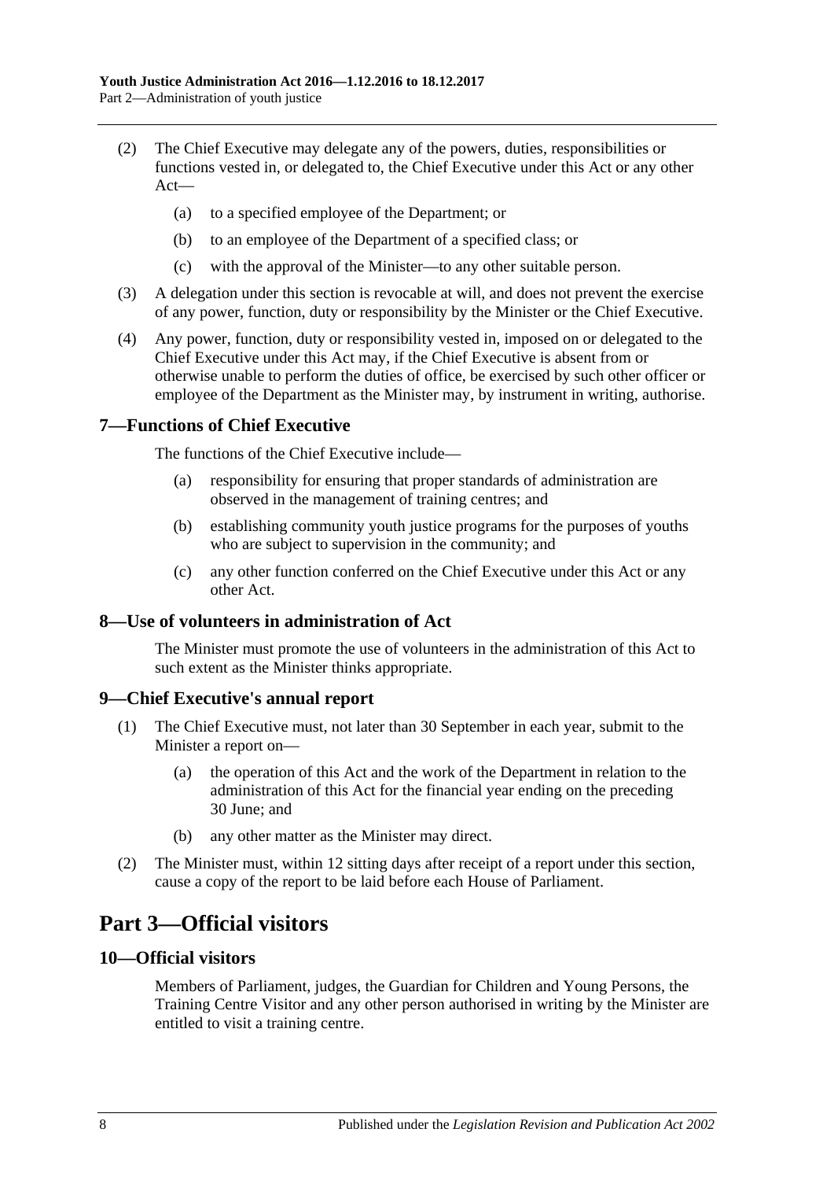(2) The Chief Executive may delegate any of the powers, duties, responsibilities or functions vested in, or delegated to, the Chief Executive under this Act or any other Act—

- (a) to a specified employee of the Department; or
- (b) to an employee of the Department of a specified class; or
- (c) with the approval of the Minister—to any other suitable person.

(3) A delegation under this section is revocable at will, and does not prevent the exercise of any power, function, duty or responsibility by the Minister or the Chief Executive.

(4) Any power, function, duty or responsibility vested in, imposed on or delegated to the Chief Executive under this Act may, if the Chief Executive is absent from or otherwise unable to perform the duties of office, be exercised by such other officer or employee of the Department as the Minister may, by instrument in writing, authorise.

### 7—Functions of Chief Executive

The functions of the Chief Executive include—

- (a) responsibility for ensuring that proper standards of administration are observed in the management of training centres; and
- (b) establishing community youth justice programs for the purposes of youths who are subject to supervision in the community; and
- (c) any other function conferred on the Chief Executive under this Act or any other Act.

### 8—Use of volunteers in administration of Act

The Minister must promote the use of volunteers in the administration of this Act to such extent as the Minister thinks appropriate.

### 9—Chief Executive's annual report

(1) The Chief Executive must, not later than 30 September in each year, submit to the Minister a report on—

- (a) the operation of this Act and the work of the Department in relation to the administration of this Act for the financial year ending on the preceding 30 June; and
- (b) any other matter as the Minister may direct.

(2) The Minister must, within 12 sitting days after receipt of a report under this section, cause a copy of the report to be laid before each House of Parliament.

## Part 3—Official visitors

### 10—Official visitors

Members of Parliament, judges, the Guardian for Children and Young Persons, the Training Centre Visitor and any other person authorised in writing by the Minister are entitled to visit a training centre.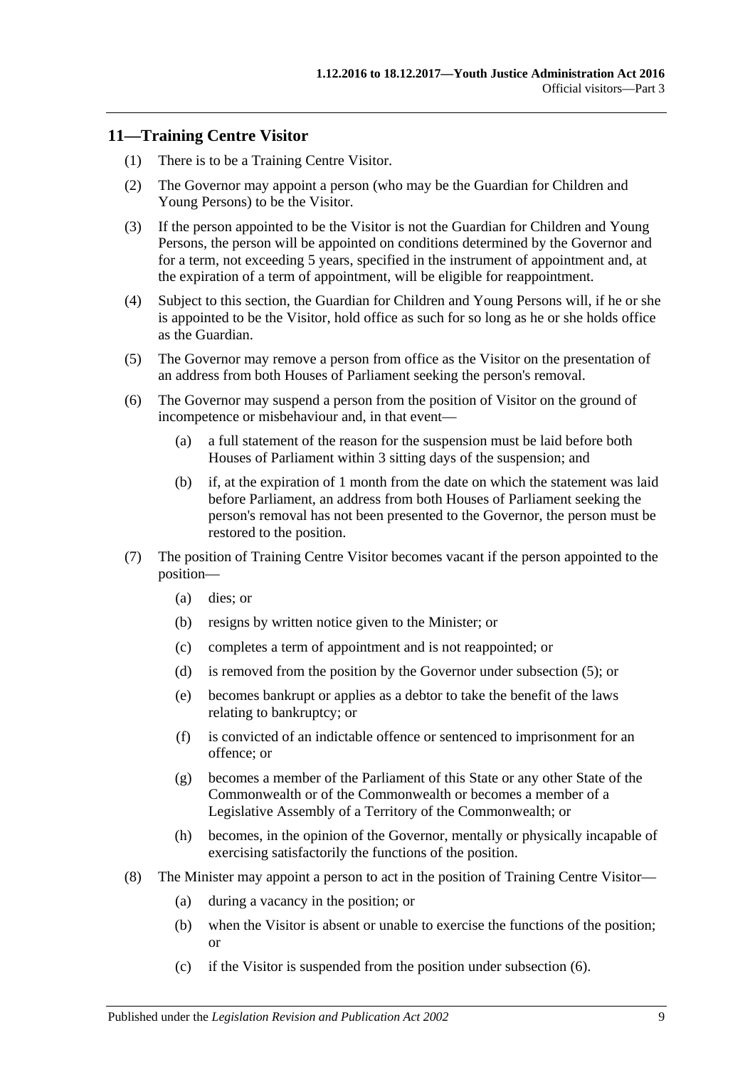## 11—Training Centre Visitor

(1) There is to be a Training Centre Visitor.

(2) The Governor may appoint a person (who may be the Guardian for Children and Young Persons) to be the Visitor.

(3) If the person appointed to be the Visitor is not the Guardian for Children and Young Persons, the person will be appointed on conditions determined by the Governor and for a term, not exceeding 5 years, specified in the instrument of appointment and, at the expiration of a term of appointment, will be eligible for reappointment.

(4) Subject to this section, the Guardian for Children and Young Persons will, if he or she is appointed to be the Visitor, hold office as such for so long as he or she holds office as the Guardian.

(5) The Governor may remove a person from office as the Visitor on the presentation of an address from both Houses of Parliament seeking the person's removal.

(6) The Governor may suspend a person from the position of Visitor on the ground of incompetence or misbehaviour and, in that event—

- (a) a full statement of the reason for the suspension must be laid before both Houses of Parliament within 3 sitting days of the suspension; and
- (b) if, at the expiration of 1 month from the date on which the statement was laid before Parliament, an address from both Houses of Parliament seeking the person's removal has not been presented to the Governor, the person must be restored to the position.

(7) The position of Training Centre Visitor becomes vacant if the person appointed to the position—

- (a) dies; or
- (b) resigns by written notice given to the Minister; or
- (c) completes a term of appointment and is not reappointed; or
- (d) is removed from the position by the Governor under subsection (5); or
- (e) becomes bankrupt or applies as a debtor to take the benefit of the laws relating to bankruptcy; or
- (f) is convicted of an indictable offence or sentenced to imprisonment for an offence; or
- (g) becomes a member of the Parliament of this State or any other State of the Commonwealth or of the Commonwealth or becomes a member of a Legislative Assembly of a Territory of the Commonwealth; or
- (h) becomes, in the opinion of the Governor, mentally or physically incapable of exercising satisfactorily the functions of the position.

(8) The Minister may appoint a person to act in the position of Training Centre Visitor—

- (a) during a vacancy in the position; or
- (b) when the Visitor is absent or unable to exercise the functions of the position; or
- (c) if the Visitor is suspended from the position under subsection (6).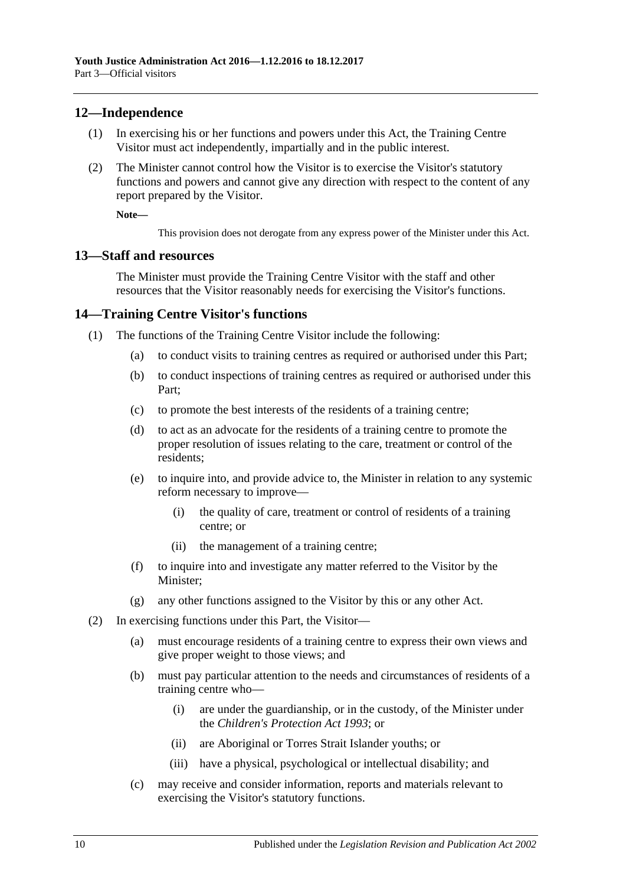## 12—Independence

(1) In exercising his or her functions and powers under this Act, the Training Centre Visitor must act independently, impartially and in the public interest.

(2) The Minister cannot control how the Visitor is to exercise the Visitor's statutory functions and powers and cannot give any direction with respect to the content of any report prepared by the Visitor.

**Note—**

This provision does not derogate from any express power of the Minister under this Act.

## 13—Staff and resources

The Minister must provide the Training Centre Visitor with the staff and other resources that the Visitor reasonably needs for exercising the Visitor's functions.

## 14—Training Centre Visitor's functions

(1) The functions of the Training Centre Visitor include the following:

- (a) to conduct visits to training centres as required or authorised under this Part;
- (b) to conduct inspections of training centres as required or authorised under this Part;
- (c) to promote the best interests of the residents of a training centre;
- (d) to act as an advocate for the residents of a training centre to promote the proper resolution of issues relating to the care, treatment or control of the residents;
- (e) to inquire into, and provide advice to, the Minister in relation to any systemic reform necessary to improve—
  - (i) the quality of care, treatment or control of residents of a training centre; or
  - (ii) the management of a training centre;
- (f) to inquire into and investigate any matter referred to the Visitor by the Minister;
- (g) any other functions assigned to the Visitor by this or any other Act.

(2) In exercising functions under this Part, the Visitor—

- (a) must encourage residents of a training centre to express their own views and give proper weight to those views; and
- (b) must pay particular attention to the needs and circumstances of residents of a training centre who—
  - (i) are under the guardianship, or in the custody, of the Minister under the *Children's Protection Act 1993*; or
  - (ii) are Aboriginal or Torres Strait Islander youths; or
  - (iii) have a physical, psychological or intellectual disability; and
- (c) may receive and consider information, reports and materials relevant to exercising the Visitor's statutory functions.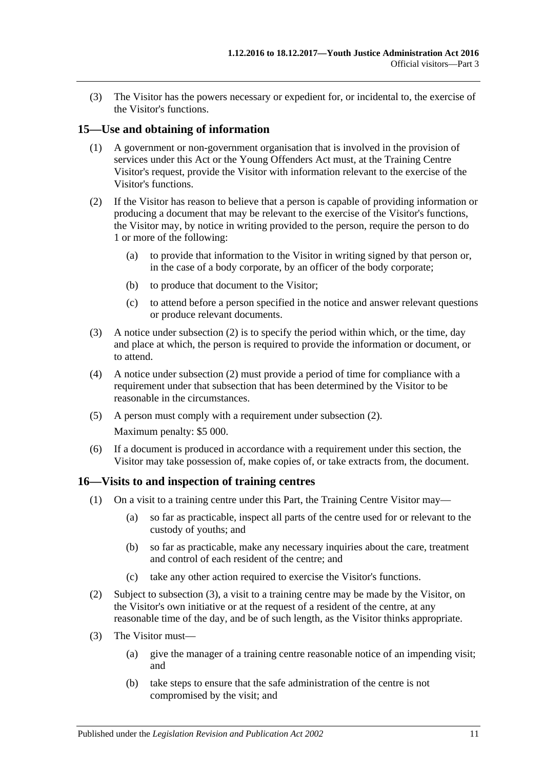(3) The Visitor has the powers necessary or expedient for, or incidental to, the exercise of the Visitor's functions.

## 15—Use and obtaining of information

(1) A government or non-government organisation that is involved in the provision of services under this Act or the Young Offenders Act must, at the Training Centre Visitor's request, provide the Visitor with information relevant to the exercise of the Visitor's functions.

(2) If the Visitor has reason to believe that a person is capable of providing information or producing a document that may be relevant to the exercise of the Visitor's functions, the Visitor may, by notice in writing provided to the person, require the person to do 1 or more of the following:

- (a) to provide that information to the Visitor in writing signed by that person or, in the case of a body corporate, by an officer of the body corporate;
- (b) to produce that document to the Visitor;
- (c) to attend before a person specified in the notice and answer relevant questions or produce relevant documents.

(3) A notice under subsection (2) is to specify the period within which, or the time, day and place at which, the person is required to provide the information or document, or to attend.

(4) A notice under subsection (2) must provide a period of time for compliance with a requirement under that subsection that has been determined by the Visitor to be reasonable in the circumstances.

(5) A person must comply with a requirement under subsection (2).

Maximum penalty: $5 000.

(6) If a document is produced in accordance with a requirement under this section, the Visitor may take possession of, make copies of, or take extracts from, the document.

## 16—Visits to and inspection of training centres

(1) On a visit to a training centre under this Part, the Training Centre Visitor may—

- (a) so far as practicable, inspect all parts of the centre used for or relevant to the custody of youths; and
- (b) so far as practicable, make any necessary inquiries about the care, treatment and control of each resident of the centre; and
- (c) take any other action required to exercise the Visitor's functions.

(2) Subject to subsection (3), a visit to a training centre may be made by the Visitor, on the Visitor's own initiative or at the request of a resident of the centre, at any reasonable time of the day, and be of such length, as the Visitor thinks appropriate.

(3) The Visitor must—

- (a) give the manager of a training centre reasonable notice of an impending visit; and
- (b) take steps to ensure that the safe administration of the centre is not compromised by the visit; and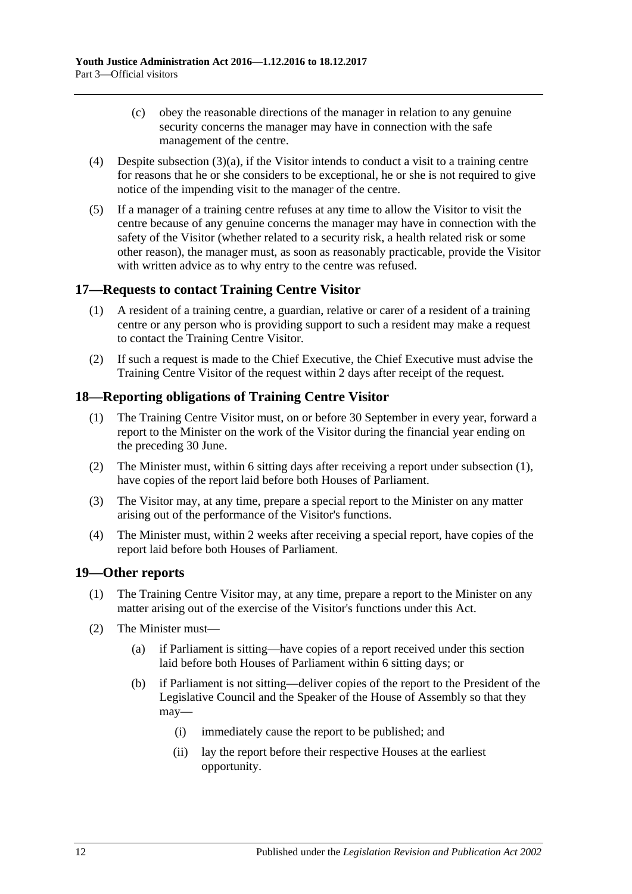(c) obey the reasonable directions of the manager in relation to any genuine security concerns the manager may have in connection with the safe management of the centre.

(4) Despite subsection (3)(a), if the Visitor intends to conduct a visit to a training centre for reasons that he or she considers to be exceptional, he or she is not required to give notice of the impending visit to the manager of the centre.

(5) If a manager of a training centre refuses at any time to allow the Visitor to visit the centre because of any genuine concerns the manager may have in connection with the safety of the Visitor (whether related to a security risk, a health related risk or some other reason), the manager must, as soon as reasonably practicable, provide the Visitor with written advice as to why entry to the centre was refused.

## 17—Requests to contact Training Centre Visitor

(1) A resident of a training centre, a guardian, relative or carer of a resident of a training centre or any person who is providing support to such a resident may make a request to contact the Training Centre Visitor.

(2) If such a request is made to the Chief Executive, the Chief Executive must advise the Training Centre Visitor of the request within 2 days after receipt of the request.

## 18—Reporting obligations of Training Centre Visitor

(1) The Training Centre Visitor must, on or before 30 September in every year, forward a report to the Minister on the work of the Visitor during the financial year ending on the preceding 30 June.

(2) The Minister must, within 6 sitting days after receiving a report under subsection (1), have copies of the report laid before both Houses of Parliament.

(3) The Visitor may, at any time, prepare a special report to the Minister on any matter arising out of the performance of the Visitor's functions.

(4) The Minister must, within 2 weeks after receiving a special report, have copies of the report laid before both Houses of Parliament.

## 19—Other reports

(1) The Training Centre Visitor may, at any time, prepare a report to the Minister on any matter arising out of the exercise of the Visitor's functions under this Act.

(2) The Minister must—

(a) if Parliament is sitting—have copies of a report received under this section laid before both Houses of Parliament within 6 sitting days; or

(b) if Parliament is not sitting—deliver copies of the report to the President of the Legislative Council and the Speaker of the House of Assembly so that they may—

(i) immediately cause the report to be published; and

(ii) lay the report before their respective Houses at the earliest opportunity.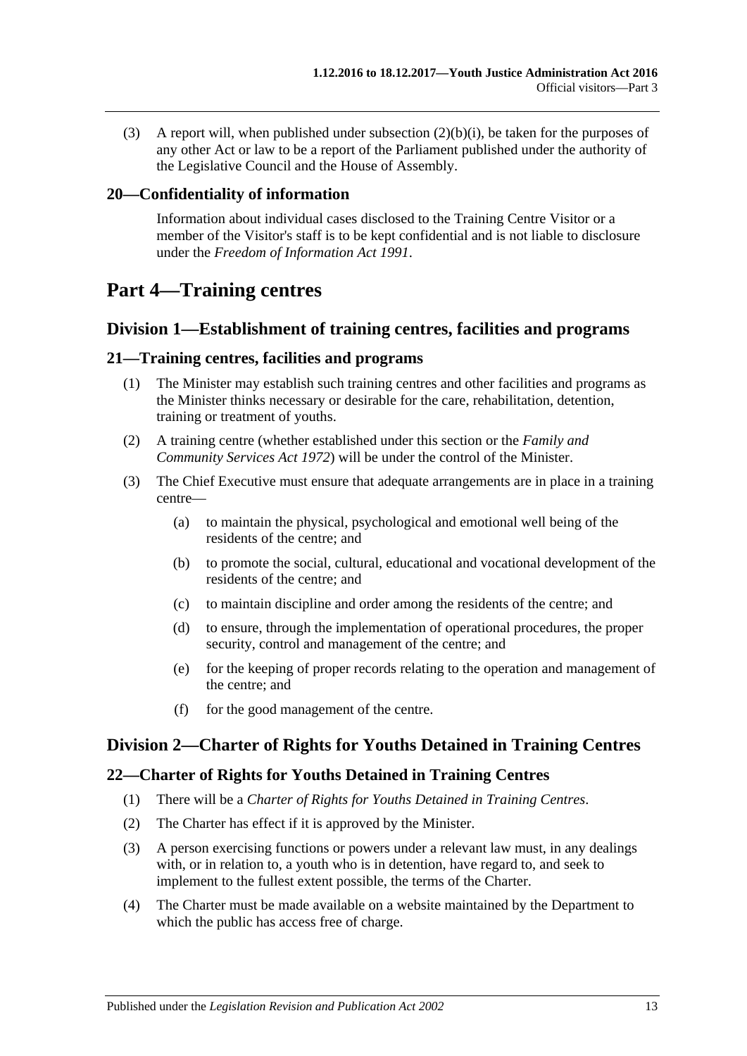(3) A report will, when published under subsection (2)(b)(i), be taken for the purposes of any other Act or law to be a report of the Parliament published under the authority of the Legislative Council and the House of Assembly.

### 20—Confidentiality of information

Information about individual cases disclosed to the Training Centre Visitor or a member of the Visitor's staff is to be kept confidential and is not liable to disclosure under the *Freedom of Information Act 1991*.

# Part 4—Training centres

## Division 1—Establishment of training centres, facilities and programs

### 21—Training centres, facilities and programs

(1) The Minister may establish such training centres and other facilities and programs as the Minister thinks necessary or desirable for the care, rehabilitation, detention, training or treatment of youths.

(2) A training centre (whether established under this section or the *Family and Community Services Act 1972*) will be under the control of the Minister.

(3) The Chief Executive must ensure that adequate arrangements are in place in a training centre—

- (a) to maintain the physical, psychological and emotional well being of the residents of the centre; and
- (b) to promote the social, cultural, educational and vocational development of the residents of the centre; and
- (c) to maintain discipline and order among the residents of the centre; and
- (d) to ensure, through the implementation of operational procedures, the proper security, control and management of the centre; and
- (e) for the keeping of proper records relating to the operation and management of the centre; and
- (f) for the good management of the centre.

## Division 2—Charter of Rights for Youths Detained in Training Centres

### 22—Charter of Rights for Youths Detained in Training Centres

(1) There will be a *Charter of Rights for Youths Detained in Training Centres*.

(2) The Charter has effect if it is approved by the Minister.

(3) A person exercising functions or powers under a relevant law must, in any dealings with, or in relation to, a youth who is in detention, have regard to, and seek to implement to the fullest extent possible, the terms of the Charter.

(4) The Charter must be made available on a website maintained by the Department to which the public has access free of charge.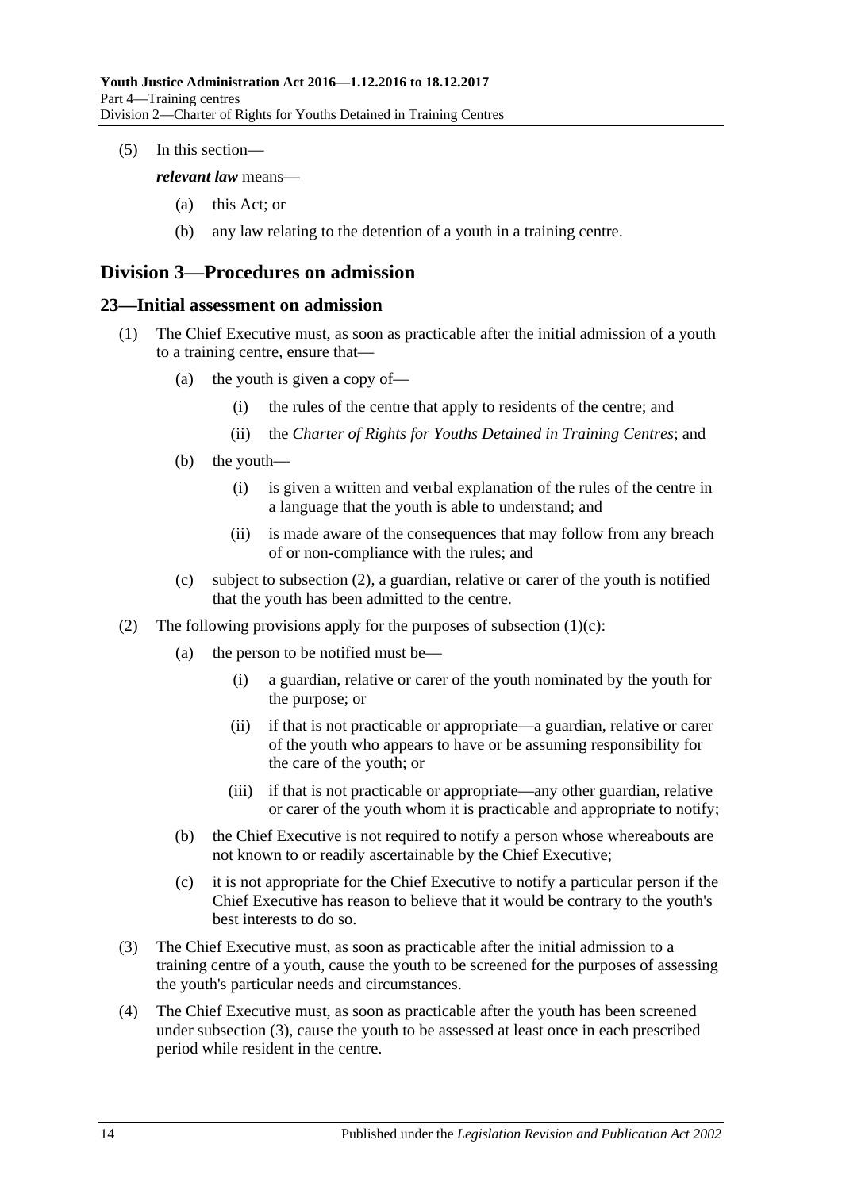(5) In this section—

***relevant law*** means—

(a) this Act; or

(b) any law relating to the detention of a youth in a training centre.

## Division 3—Procedures on admission

### 23—Initial assessment on admission

(1) The Chief Executive must, as soon as practicable after the initial admission of a youth to a training centre, ensure that—

(a) the youth is given a copy of—

(i) the rules of the centre that apply to residents of the centre; and

(ii) the *Charter of Rights for Youths Detained in Training Centres*; and

(b) the youth—

(i) is given a written and verbal explanation of the rules of the centre in a language that the youth is able to understand; and

(ii) is made aware of the consequences that may follow from any breach of or non-compliance with the rules; and

(c) subject to subsection (2), a guardian, relative or carer of the youth is notified that the youth has been admitted to the centre.

(2) The following provisions apply for the purposes of subsection (1)(c):

(a) the person to be notified must be—

(i) a guardian, relative or carer of the youth nominated by the youth for the purpose; or

(ii) if that is not practicable or appropriate—a guardian, relative or carer of the youth who appears to have or be assuming responsibility for the care of the youth; or

(iii) if that is not practicable or appropriate—any other guardian, relative or carer of the youth whom it is practicable and appropriate to notify;

(b) the Chief Executive is not required to notify a person whose whereabouts are not known to or readily ascertainable by the Chief Executive;

(c) it is not appropriate for the Chief Executive to notify a particular person if the Chief Executive has reason to believe that it would be contrary to the youth's best interests to do so.

(3) The Chief Executive must, as soon as practicable after the initial admission to a training centre of a youth, cause the youth to be screened for the purposes of assessing the youth's particular needs and circumstances.

(4) The Chief Executive must, as soon as practicable after the youth has been screened under subsection (3), cause the youth to be assessed at least once in each prescribed period while resident in the centre.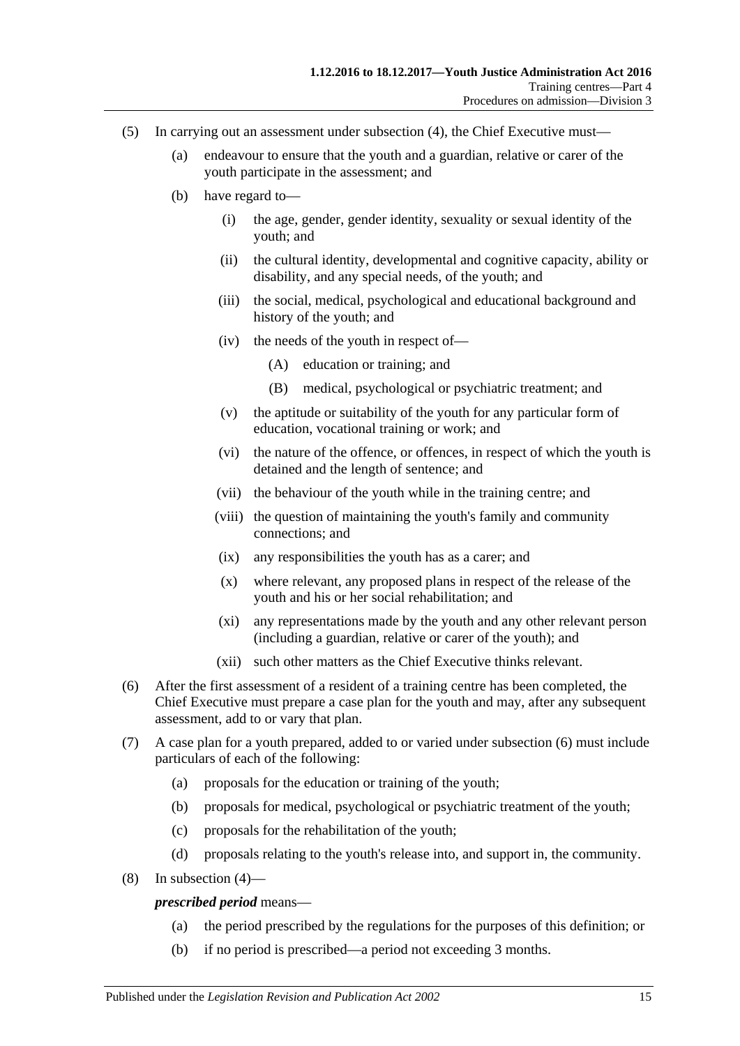(5) In carrying out an assessment under subsection (4), the Chief Executive must—

(a) endeavour to ensure that the youth and a guardian, relative or carer of the youth participate in the assessment; and

(b) have regard to—

(i) the age, gender, gender identity, sexuality or sexual identity of the youth; and

(ii) the cultural identity, developmental and cognitive capacity, ability or disability, and any special needs, of the youth; and

(iii) the social, medical, psychological and educational background and history of the youth; and

(iv) the needs of the youth in respect of—

(A) education or training; and

(B) medical, psychological or psychiatric treatment; and

(v) the aptitude or suitability of the youth for any particular form of education, vocational training or work; and

(vi) the nature of the offence, or offences, in respect of which the youth is detained and the length of sentence; and

(vii) the behaviour of the youth while in the training centre; and

(viii) the question of maintaining the youth's family and community connections; and

(ix) any responsibilities the youth has as a carer; and

(x) where relevant, any proposed plans in respect of the release of the youth and his or her social rehabilitation; and

(xi) any representations made by the youth and any other relevant person (including a guardian, relative or carer of the youth); and

(xii) such other matters as the Chief Executive thinks relevant.

(6) After the first assessment of a resident of a training centre has been completed, the Chief Executive must prepare a case plan for the youth and may, after any subsequent assessment, add to or vary that plan.

(7) A case plan for a youth prepared, added to or varied under subsection (6) must include particulars of each of the following:

(a) proposals for the education or training of the youth;

(b) proposals for medical, psychological or psychiatric treatment of the youth;

(c) proposals for the rehabilitation of the youth;

(d) proposals relating to the youth's release into, and support in, the community.

(8) In subsection (4)—

***prescribed period*** means—

(a) the period prescribed by the regulations for the purposes of this definition; or

(b) if no period is prescribed—a period not exceeding 3 months.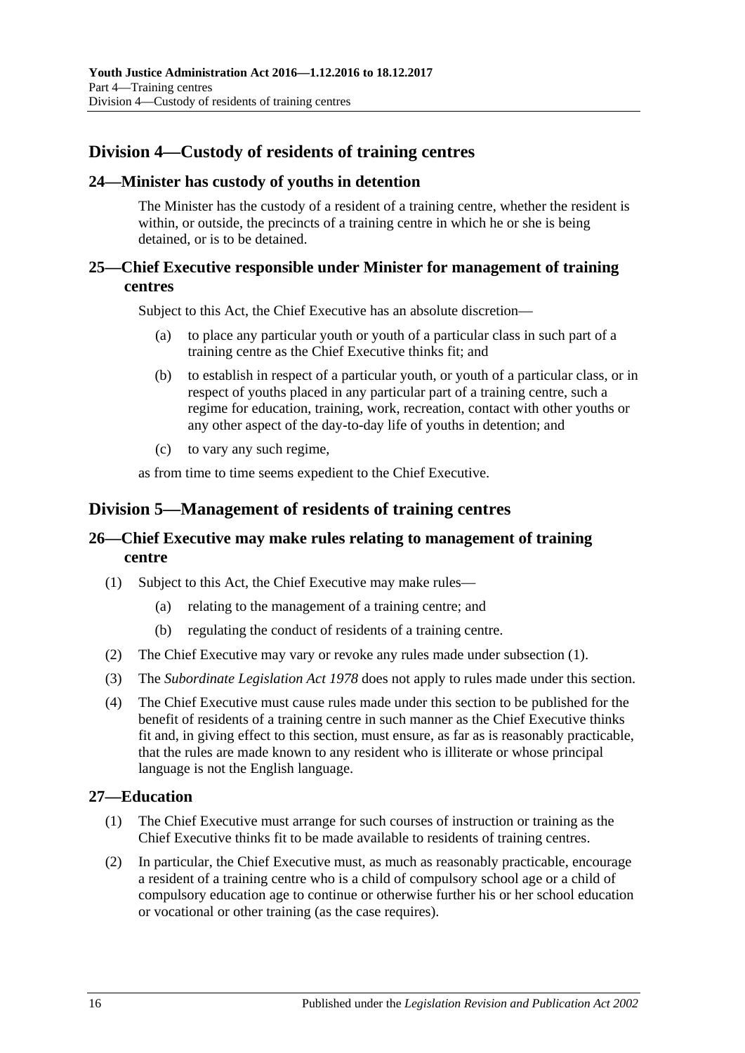## Division 4—Custody of residents of training centres

### 24—Minister has custody of youths in detention

The Minister has the custody of a resident of a training centre, whether the resident is within, or outside, the precincts of a training centre in which he or she is being detained, or is to be detained.

### 25—Chief Executive responsible under Minister for management of training centres

Subject to this Act, the Chief Executive has an absolute discretion—

- (a) to place any particular youth or youth of a particular class in such part of a training centre as the Chief Executive thinks fit; and
- (b) to establish in respect of a particular youth, or youth of a particular class, or in respect of youths placed in any particular part of a training centre, such a regime for education, training, work, recreation, contact with other youths or any other aspect of the day-to-day life of youths in detention; and
- (c) to vary any such regime,

as from time to time seems expedient to the Chief Executive.

## Division 5—Management of residents of training centres

### 26—Chief Executive may make rules relating to management of training centre

(1) Subject to this Act, the Chief Executive may make rules—

- (a) relating to the management of a training centre; and
- (b) regulating the conduct of residents of a training centre.

(2) The Chief Executive may vary or revoke any rules made under subsection (1).

(3) The *Subordinate Legislation Act 1978* does not apply to rules made under this section.

(4) The Chief Executive must cause rules made under this section to be published for the benefit of residents of a training centre in such manner as the Chief Executive thinks fit and, in giving effect to this section, must ensure, as far as is reasonably practicable, that the rules are made known to any resident who is illiterate or whose principal language is not the English language.

### 27—Education

(1) The Chief Executive must arrange for such courses of instruction or training as the Chief Executive thinks fit to be made available to residents of training centres.

(2) In particular, the Chief Executive must, as much as reasonably practicable, encourage a resident of a training centre who is a child of compulsory school age or a child of compulsory education age to continue or otherwise further his or her school education or vocational or other training (as the case requires).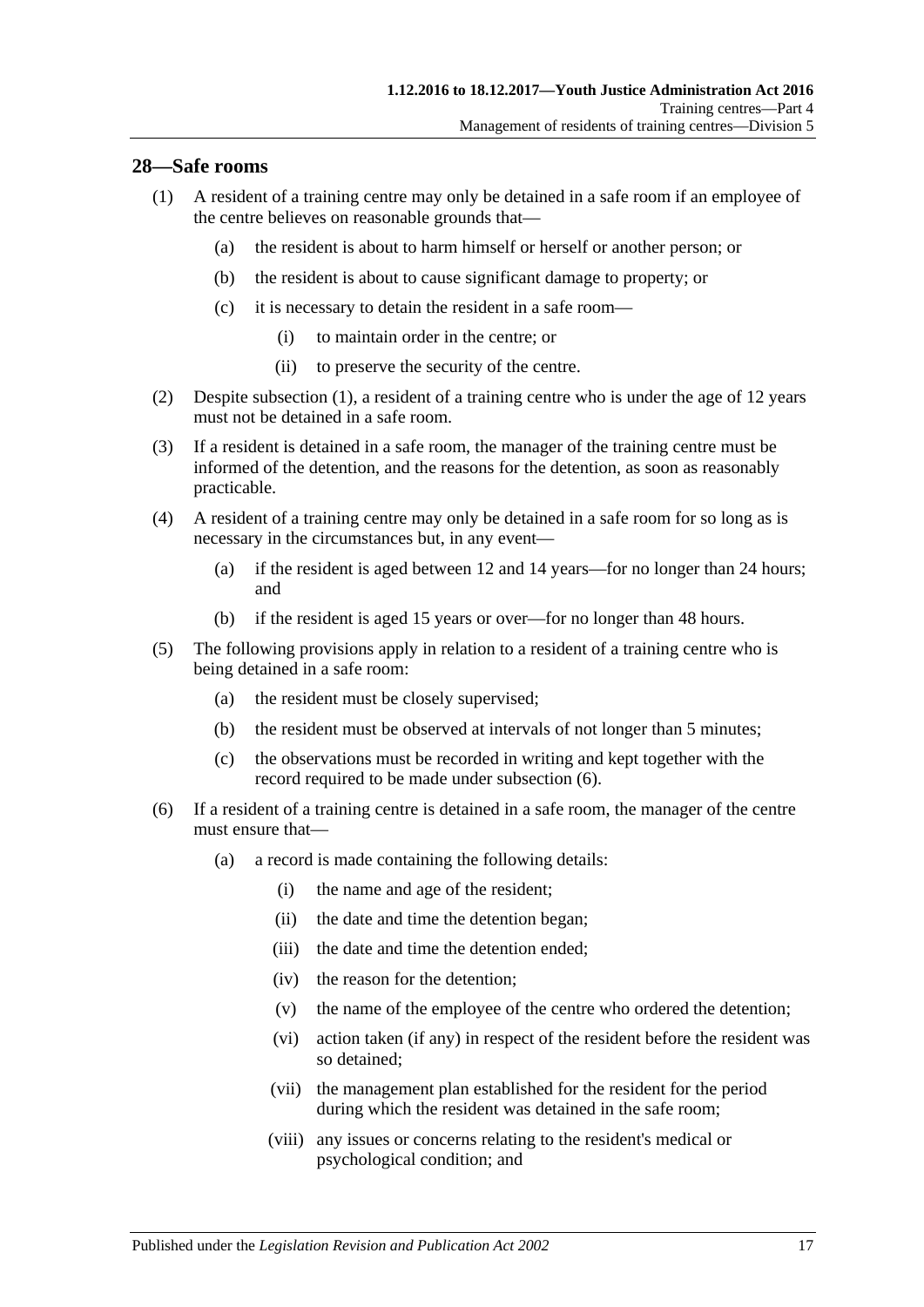## 28—Safe rooms

(1) A resident of a training centre may only be detained in a safe room if an employee of the centre believes on reasonable grounds that—

(a) the resident is about to harm himself or herself or another person; or

(b) the resident is about to cause significant damage to property; or

(c) it is necessary to detain the resident in a safe room—

(i) to maintain order in the centre; or

(ii) to preserve the security of the centre.

(2) Despite subsection (1), a resident of a training centre who is under the age of 12 years must not be detained in a safe room.

(3) If a resident is detained in a safe room, the manager of the training centre must be informed of the detention, and the reasons for the detention, as soon as reasonably practicable.

(4) A resident of a training centre may only be detained in a safe room for so long as is necessary in the circumstances but, in any event—

(a) if the resident is aged between 12 and 14 years—for no longer than 24 hours; and

(b) if the resident is aged 15 years or over—for no longer than 48 hours.

(5) The following provisions apply in relation to a resident of a training centre who is being detained in a safe room:

(a) the resident must be closely supervised;

(b) the resident must be observed at intervals of not longer than 5 minutes;

(c) the observations must be recorded in writing and kept together with the record required to be made under subsection (6).

(6) If a resident of a training centre is detained in a safe room, the manager of the centre must ensure that—

(a) a record is made containing the following details:

(i) the name and age of the resident;

(ii) the date and time the detention began;

(iii) the date and time the detention ended;

(iv) the reason for the detention;

(v) the name of the employee of the centre who ordered the detention;

(vi) action taken (if any) in respect of the resident before the resident was so detained;

(vii) the management plan established for the resident for the period during which the resident was detained in the safe room;

(viii) any issues or concerns relating to the resident's medical or psychological condition; and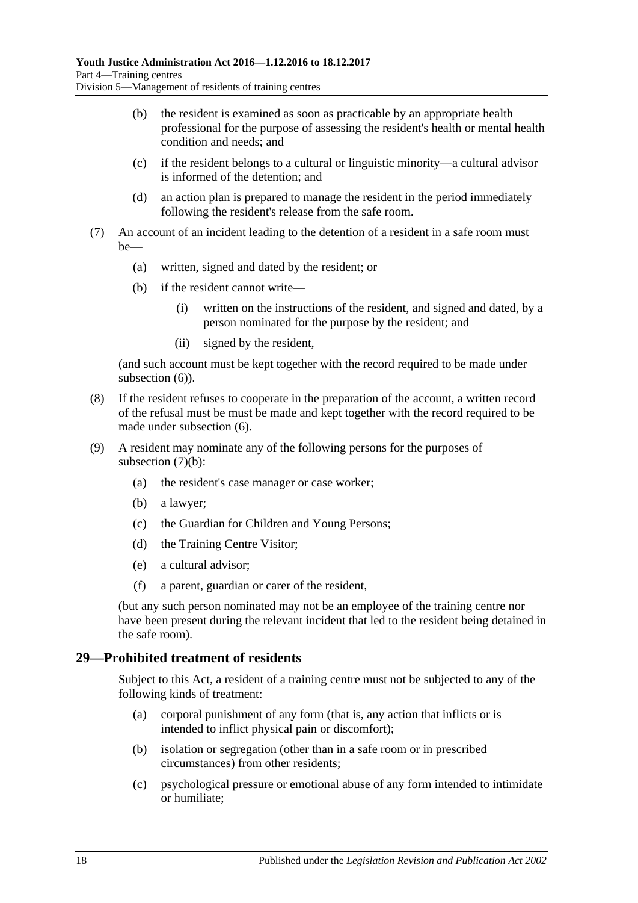(b) the resident is examined as soon as practicable by an appropriate health professional for the purpose of assessing the resident's health or mental health condition and needs; and

(c) if the resident belongs to a cultural or linguistic minority—a cultural advisor is informed of the detention; and

(d) an action plan is prepared to manage the resident in the period immediately following the resident's release from the safe room.

(7) An account of an incident leading to the detention of a resident in a safe room must be—

(a) written, signed and dated by the resident; or

(b) if the resident cannot write—

(i) written on the instructions of the resident, and signed and dated, by a person nominated for the purpose by the resident; and

(ii) signed by the resident,

(and such account must be kept together with the record required to be made under subsection (6)).

(8) If the resident refuses to cooperate in the preparation of the account, a written record of the refusal must be must be made and kept together with the record required to be made under subsection (6).

(9) A resident may nominate any of the following persons for the purposes of subsection (7)(b):

(a) the resident's case manager or case worker;

(b) a lawyer;

(c) the Guardian for Children and Young Persons;

(d) the Training Centre Visitor;

(e) a cultural advisor;

(f) a parent, guardian or carer of the resident,

(but any such person nominated may not be an employee of the training centre nor have been present during the relevant incident that led to the resident being detained in the safe room).

## 29—Prohibited treatment of residents

Subject to this Act, a resident of a training centre must not be subjected to any of the following kinds of treatment:

(a) corporal punishment of any form (that is, any action that inflicts or is intended to inflict physical pain or discomfort);

(b) isolation or segregation (other than in a safe room or in prescribed circumstances) from other residents;

(c) psychological pressure or emotional abuse of any form intended to intimidate or humiliate;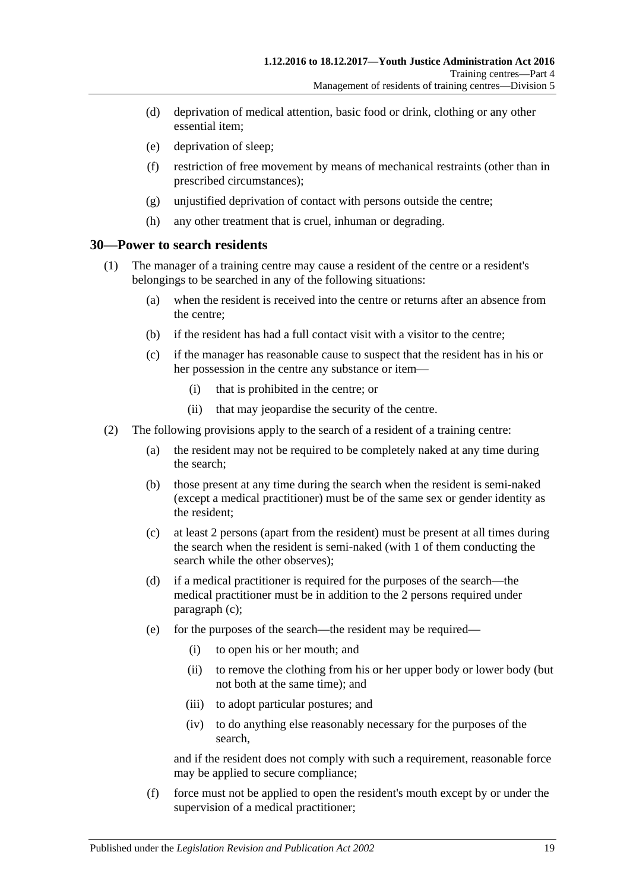(d) deprivation of medical attention, basic food or drink, clothing or any other essential item;

(e) deprivation of sleep;

(f) restriction of free movement by means of mechanical restraints (other than in prescribed circumstances);

(g) unjustified deprivation of contact with persons outside the centre;

(h) any other treatment that is cruel, inhuman or degrading.

## 30—Power to search residents

(1) The manager of a training centre may cause a resident of the centre or a resident's belongings to be searched in any of the following situations:

(a) when the resident is received into the centre or returns after an absence from the centre;

(b) if the resident has had a full contact visit with a visitor to the centre;

(c) if the manager has reasonable cause to suspect that the resident has in his or her possession in the centre any substance or item—

(i) that is prohibited in the centre; or

(ii) that may jeopardise the security of the centre.

(2) The following provisions apply to the search of a resident of a training centre:

(a) the resident may not be required to be completely naked at any time during the search;

(b) those present at any time during the search when the resident is semi-naked (except a medical practitioner) must be of the same sex or gender identity as the resident;

(c) at least 2 persons (apart from the resident) must be present at all times during the search when the resident is semi-naked (with 1 of them conducting the search while the other observes);

(d) if a medical practitioner is required for the purposes of the search—the medical practitioner must be in addition to the 2 persons required under paragraph (c);

(e) for the purposes of the search—the resident may be required—

(i) to open his or her mouth; and

(ii) to remove the clothing from his or her upper body or lower body (but not both at the same time); and

(iii) to adopt particular postures; and

(iv) to do anything else reasonably necessary for the purposes of the search,

and if the resident does not comply with such a requirement, reasonable force may be applied to secure compliance;

(f) force must not be applied to open the resident's mouth except by or under the supervision of a medical practitioner;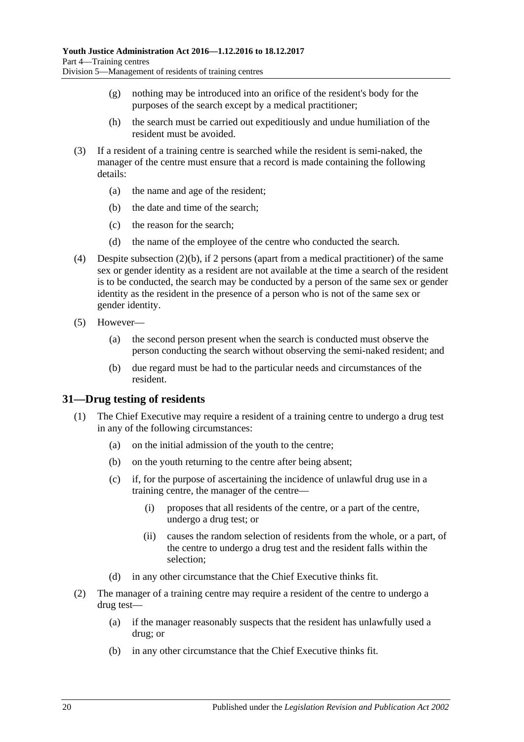(g) nothing may be introduced into an orifice of the resident's body for the purposes of the search except by a medical practitioner;

(h) the search must be carried out expeditiously and undue humiliation of the resident must be avoided.

(3) If a resident of a training centre is searched while the resident is semi-naked, the manager of the centre must ensure that a record is made containing the following details:

(a) the name and age of the resident;

(b) the date and time of the search;

(c) the reason for the search;

(d) the name of the employee of the centre who conducted the search.

(4) Despite subsection (2)(b), if 2 persons (apart from a medical practitioner) of the same sex or gender identity as a resident are not available at the time a search of the resident is to be conducted, the search may be conducted by a person of the same sex or gender identity as the resident in the presence of a person who is not of the same sex or gender identity.

(5) However—

(a) the second person present when the search is conducted must observe the person conducting the search without observing the semi-naked resident; and

(b) due regard must be had to the particular needs and circumstances of the resident.

## 31—Drug testing of residents

(1) The Chief Executive may require a resident of a training centre to undergo a drug test in any of the following circumstances:

(a) on the initial admission of the youth to the centre;

(b) on the youth returning to the centre after being absent;

(c) if, for the purpose of ascertaining the incidence of unlawful drug use in a training centre, the manager of the centre—

(i) proposes that all residents of the centre, or a part of the centre, undergo a drug test; or

(ii) causes the random selection of residents from the whole, or a part, of the centre to undergo a drug test and the resident falls within the selection;

(d) in any other circumstance that the Chief Executive thinks fit.

(2) The manager of a training centre may require a resident of the centre to undergo a drug test—

(a) if the manager reasonably suspects that the resident has unlawfully used a drug; or

(b) in any other circumstance that the Chief Executive thinks fit.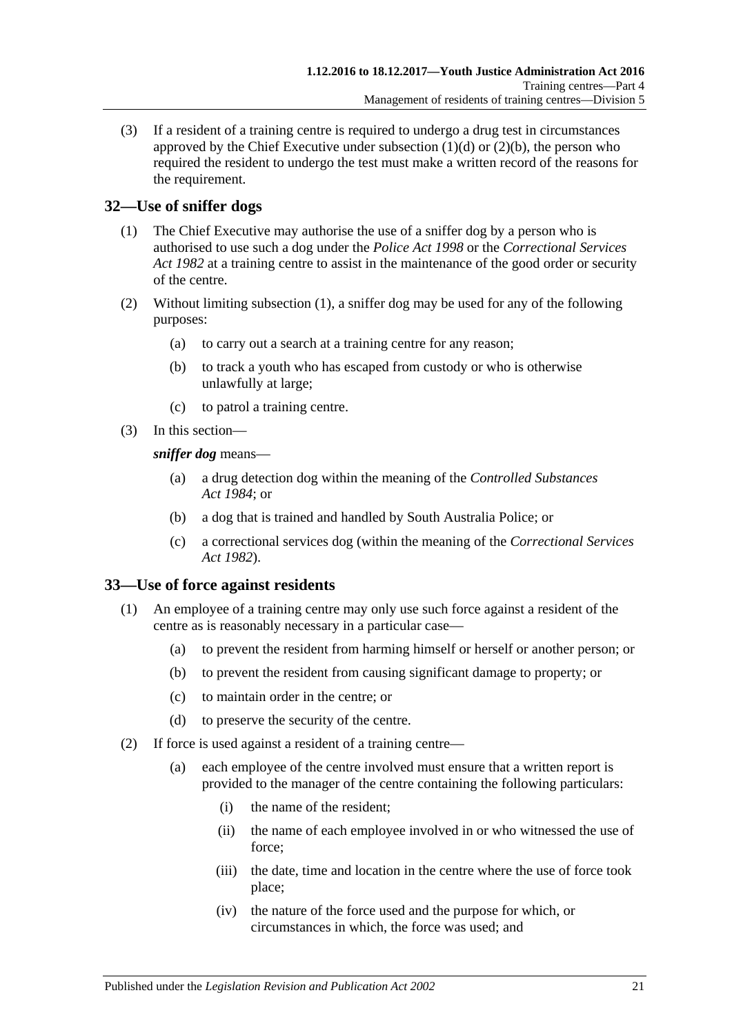(3) If a resident of a training centre is required to undergo a drug test in circumstances approved by the Chief Executive under subsection (1)(d) or (2)(b), the person who required the resident to undergo the test must make a written record of the reasons for the requirement.

## 32—Use of sniffer dogs

(1) The Chief Executive may authorise the use of a sniffer dog by a person who is authorised to use such a dog under the *Police Act 1998* or the *Correctional Services Act 1982* at a training centre to assist in the maintenance of the good order or security of the centre.

(2) Without limiting subsection (1), a sniffer dog may be used for any of the following purposes:

- (a) to carry out a search at a training centre for any reason;
- (b) to track a youth who has escaped from custody or who is otherwise unlawfully at large;
- (c) to patrol a training centre.

(3) In this section—

***sniffer dog*** means—

- (a) a drug detection dog within the meaning of the *Controlled Substances Act 1984*; or
- (b) a dog that is trained and handled by South Australia Police; or
- (c) a correctional services dog (within the meaning of the *Correctional Services Act 1982*).

## 33—Use of force against residents

(1) An employee of a training centre may only use such force against a resident of the centre as is reasonably necessary in a particular case—

- (a) to prevent the resident from harming himself or herself or another person; or
- (b) to prevent the resident from causing significant damage to property; or
- (c) to maintain order in the centre; or
- (d) to preserve the security of the centre.

(2) If force is used against a resident of a training centre—

- (a) each employee of the centre involved must ensure that a written report is provided to the manager of the centre containing the following particulars:
  - (i) the name of the resident;
  - (ii) the name of each employee involved in or who witnessed the use of force;
  - (iii) the date, time and location in the centre where the use of force took place;
  - (iv) the nature of the force used and the purpose for which, or circumstances in which, the force was used; and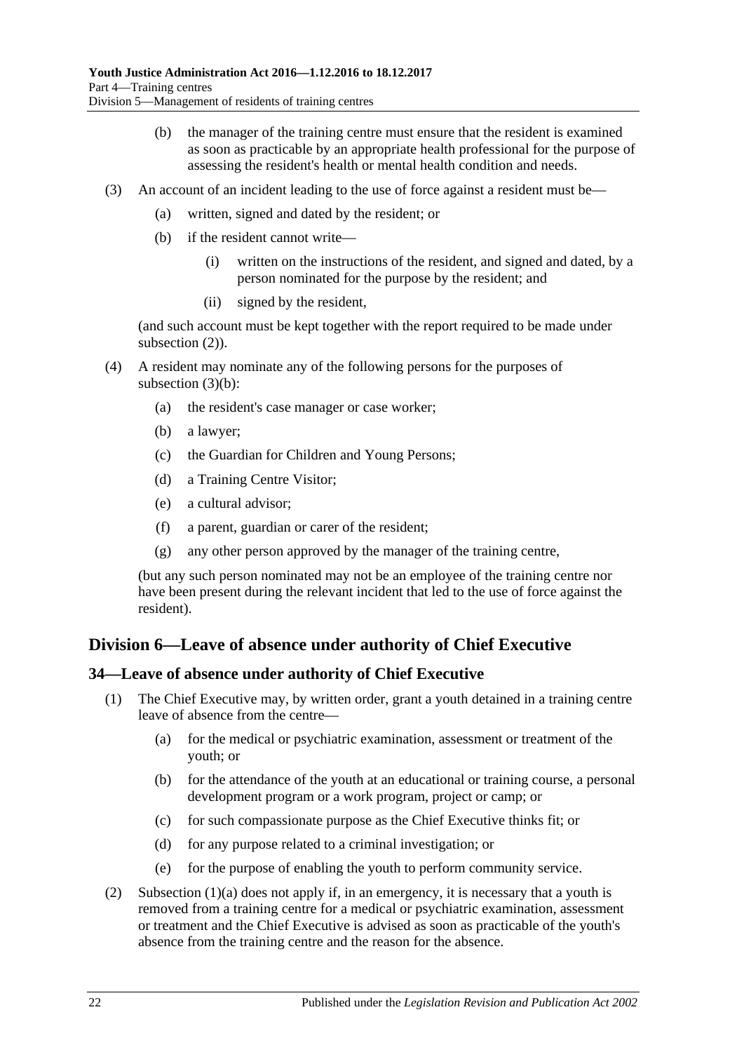(b) the manager of the training centre must ensure that the resident is examined as soon as practicable by an appropriate health professional for the purpose of assessing the resident's health or mental health condition and needs.

(3) An account of an incident leading to the use of force against a resident must be—

(a) written, signed and dated by the resident; or

(b) if the resident cannot write—

(i) written on the instructions of the resident, and signed and dated, by a person nominated for the purpose by the resident; and

(ii) signed by the resident,

(and such account must be kept together with the report required to be made under subsection (2)).

(4) A resident may nominate any of the following persons for the purposes of subsection (3)(b):

(a) the resident's case manager or case worker;

(b) a lawyer;

(c) the Guardian for Children and Young Persons;

(d) a Training Centre Visitor;

(e) a cultural advisor;

(f) a parent, guardian or carer of the resident;

(g) any other person approved by the manager of the training centre,

(but any such person nominated may not be an employee of the training centre nor have been present during the relevant incident that led to the use of force against the resident).

## Division 6—Leave of absence under authority of Chief Executive

### 34—Leave of absence under authority of Chief Executive

(1) The Chief Executive may, by written order, grant a youth detained in a training centre leave of absence from the centre—

(a) for the medical or psychiatric examination, assessment or treatment of the youth; or

(b) for the attendance of the youth at an educational or training course, a personal development program or a work program, project or camp; or

(c) for such compassionate purpose as the Chief Executive thinks fit; or

(d) for any purpose related to a criminal investigation; or

(e) for the purpose of enabling the youth to perform community service.

(2) Subsection (1)(a) does not apply if, in an emergency, it is necessary that a youth is removed from a training centre for a medical or psychiatric examination, assessment or treatment and the Chief Executive is advised as soon as practicable of the youth's absence from the training centre and the reason for the absence.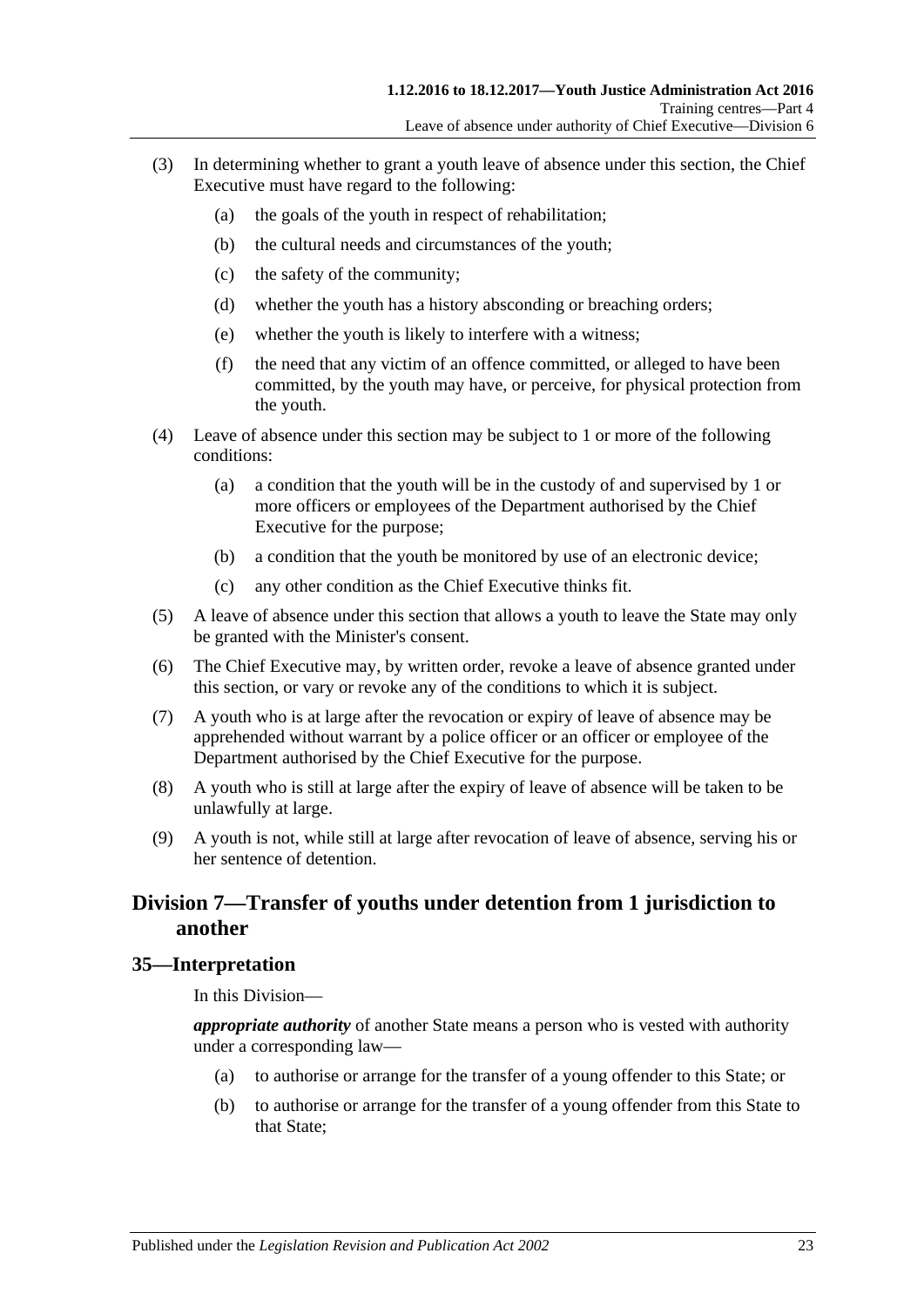(3) In determining whether to grant a youth leave of absence under this section, the Chief Executive must have regard to the following:

(a) the goals of the youth in respect of rehabilitation;

(b) the cultural needs and circumstances of the youth;

(c) the safety of the community;

(d) whether the youth has a history absconding or breaching orders;

(e) whether the youth is likely to interfere with a witness;

(f) the need that any victim of an offence committed, or alleged to have been committed, by the youth may have, or perceive, for physical protection from the youth.

(4) Leave of absence under this section may be subject to 1 or more of the following conditions:

(a) a condition that the youth will be in the custody of and supervised by 1 or more officers or employees of the Department authorised by the Chief Executive for the purpose;

(b) a condition that the youth be monitored by use of an electronic device;

(c) any other condition as the Chief Executive thinks fit.

(5) A leave of absence under this section that allows a youth to leave the State may only be granted with the Minister's consent.

(6) The Chief Executive may, by written order, revoke a leave of absence granted under this section, or vary or revoke any of the conditions to which it is subject.

(7) A youth who is at large after the revocation or expiry of leave of absence may be apprehended without warrant by a police officer or an officer or employee of the Department authorised by the Chief Executive for the purpose.

(8) A youth who is still at large after the expiry of leave of absence will be taken to be unlawfully at large.

(9) A youth is not, while still at large after revocation of leave of absence, serving his or her sentence of detention.

## Division 7—Transfer of youths under detention from 1 jurisdiction to another

### 35—Interpretation

In this Division—

***appropriate authority*** of another State means a person who is vested with authority under a corresponding law—

(a) to authorise or arrange for the transfer of a young offender to this State; or

(b) to authorise or arrange for the transfer of a young offender from this State to that State;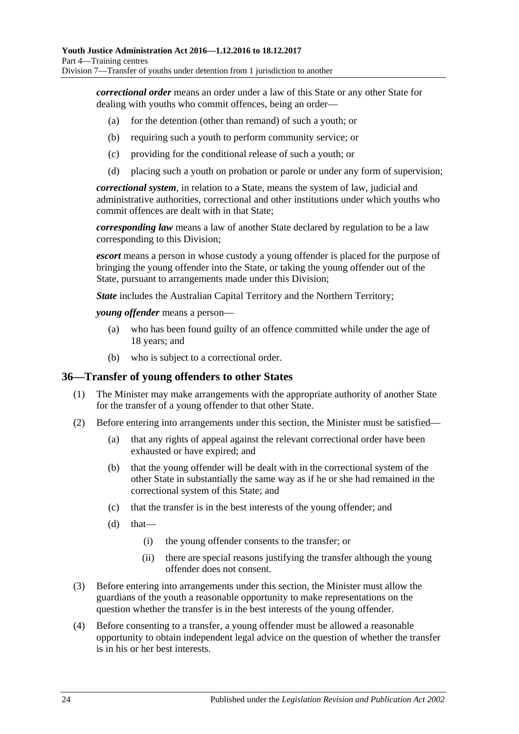***correctional order*** means an order under a law of this State or any other State for dealing with youths who commit offences, being an order—

- (a) for the detention (other than remand) of such a youth; or
- (b) requiring such a youth to perform community service; or
- (c) providing for the conditional release of such a youth; or
- (d) placing such a youth on probation or parole or under any form of supervision;

***correctional system***, in relation to a State, means the system of law, judicial and administrative authorities, correctional and other institutions under which youths who commit offences are dealt with in that State;

***corresponding law*** means a law of another State declared by regulation to be a law corresponding to this Division;

***escort*** means a person in whose custody a young offender is placed for the purpose of bringing the young offender into the State, or taking the young offender out of the State, pursuant to arrangements made under this Division;

***State*** includes the Australian Capital Territory and the Northern Territory;

***young offender*** means a person—

- (a) who has been found guilty of an offence committed while under the age of 18 years; and
- (b) who is subject to a correctional order.

## 36—Transfer of young offenders to other States

(1) The Minister may make arrangements with the appropriate authority of another State for the transfer of a young offender to that other State.

(2) Before entering into arrangements under this section, the Minister must be satisfied—

- (a) that any rights of appeal against the relevant correctional order have been exhausted or have expired; and
- (b) that the young offender will be dealt with in the correctional system of the other State in substantially the same way as if he or she had remained in the correctional system of this State; and
- (c) that the transfer is in the best interests of the young offender; and
- (d) that—
  - (i) the young offender consents to the transfer; or
  - (ii) there are special reasons justifying the transfer although the young offender does not consent.

(3) Before entering into arrangements under this section, the Minister must allow the guardians of the youth a reasonable opportunity to make representations on the question whether the transfer is in the best interests of the young offender.

(4) Before consenting to a transfer, a young offender must be allowed a reasonable opportunity to obtain independent legal advice on the question of whether the transfer is in his or her best interests.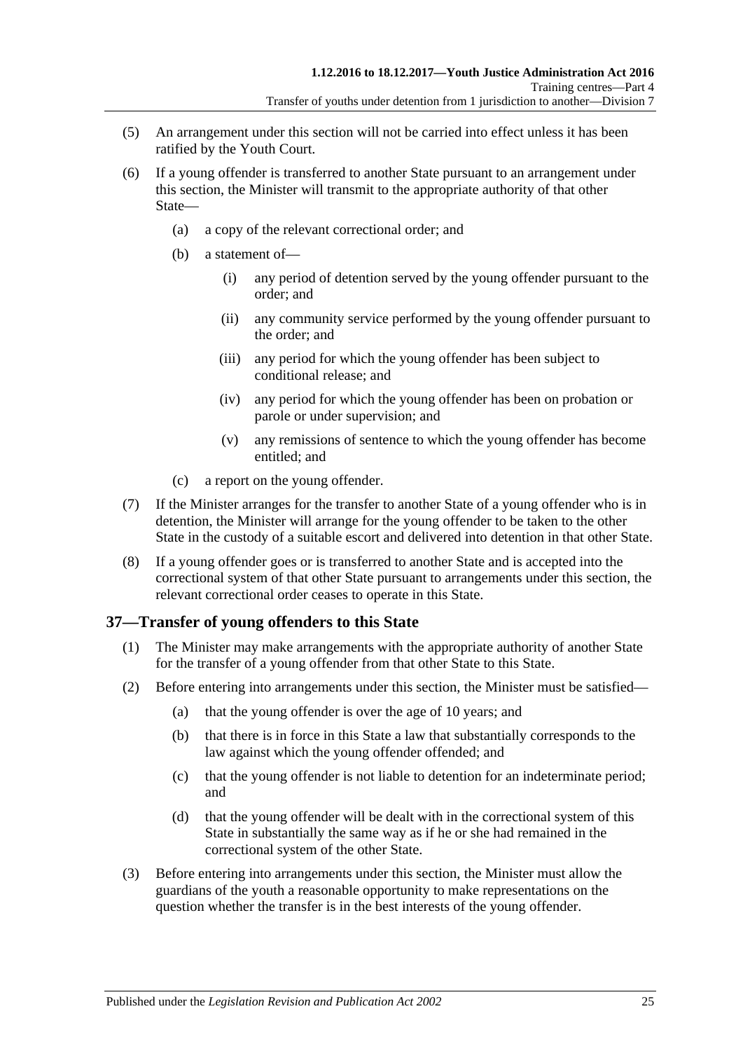(5) An arrangement under this section will not be carried into effect unless it has been ratified by the Youth Court.

(6) If a young offender is transferred to another State pursuant to an arrangement under this section, the Minister will transmit to the appropriate authority of that other State—

(a) a copy of the relevant correctional order; and

(b) a statement of—

(i) any period of detention served by the young offender pursuant to the order; and

(ii) any community service performed by the young offender pursuant to the order; and

(iii) any period for which the young offender has been subject to conditional release; and

(iv) any period for which the young offender has been on probation or parole or under supervision; and

(v) any remissions of sentence to which the young offender has become entitled; and

(c) a report on the young offender.

(7) If the Minister arranges for the transfer to another State of a young offender who is in detention, the Minister will arrange for the young offender to be taken to the other State in the custody of a suitable escort and delivered into detention in that other State.

(8) If a young offender goes or is transferred to another State and is accepted into the correctional system of that other State pursuant to arrangements under this section, the relevant correctional order ceases to operate in this State.

## 37—Transfer of young offenders to this State

(1) The Minister may make arrangements with the appropriate authority of another State for the transfer of a young offender from that other State to this State.

(2) Before entering into arrangements under this section, the Minister must be satisfied—

(a) that the young offender is over the age of 10 years; and

(b) that there is in force in this State a law that substantially corresponds to the law against which the young offender offended; and

(c) that the young offender is not liable to detention for an indeterminate period; and

(d) that the young offender will be dealt with in the correctional system of this State in substantially the same way as if he or she had remained in the correctional system of the other State.

(3) Before entering into arrangements under this section, the Minister must allow the guardians of the youth a reasonable opportunity to make representations on the question whether the transfer is in the best interests of the young offender.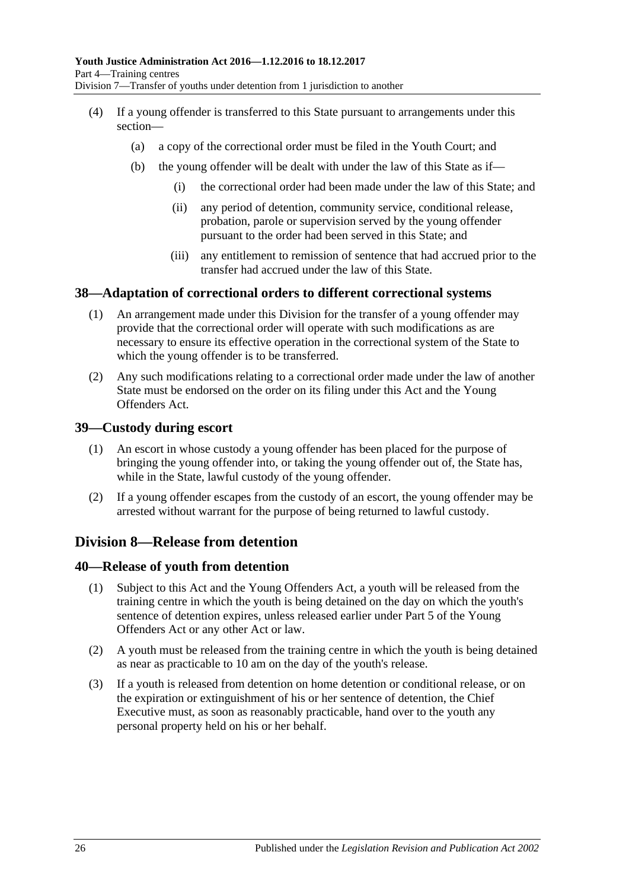(4) If a young offender is transferred to this State pursuant to arrangements under this section—

(a) a copy of the correctional order must be filed in the Youth Court; and

(b) the young offender will be dealt with under the law of this State as if—

(i) the correctional order had been made under the law of this State; and

(ii) any period of detention, community service, conditional release, probation, parole or supervision served by the young offender pursuant to the order had been served in this State; and

(iii) any entitlement to remission of sentence that had accrued prior to the transfer had accrued under the law of this State.

### 38—Adaptation of correctional orders to different correctional systems

(1) An arrangement made under this Division for the transfer of a young offender may provide that the correctional order will operate with such modifications as are necessary to ensure its effective operation in the correctional system of the State to which the young offender is to be transferred.

(2) Any such modifications relating to a correctional order made under the law of another State must be endorsed on the order on its filing under this Act and the Young Offenders Act.

### 39—Custody during escort

(1) An escort in whose custody a young offender has been placed for the purpose of bringing the young offender into, or taking the young offender out of, the State has, while in the State, lawful custody of the young offender.

(2) If a young offender escapes from the custody of an escort, the young offender may be arrested without warrant for the purpose of being returned to lawful custody.

## Division 8—Release from detention

### 40—Release of youth from detention

(1) Subject to this Act and the Young Offenders Act, a youth will be released from the training centre in which the youth is being detained on the day on which the youth's sentence of detention expires, unless released earlier under Part 5 of the Young Offenders Act or any other Act or law.

(2) A youth must be released from the training centre in which the youth is being detained as near as practicable to 10 am on the day of the youth's release.

(3) If a youth is released from detention on home detention or conditional release, or on the expiration or extinguishment of his or her sentence of detention, the Chief Executive must, as soon as reasonably practicable, hand over to the youth any personal property held on his or her behalf.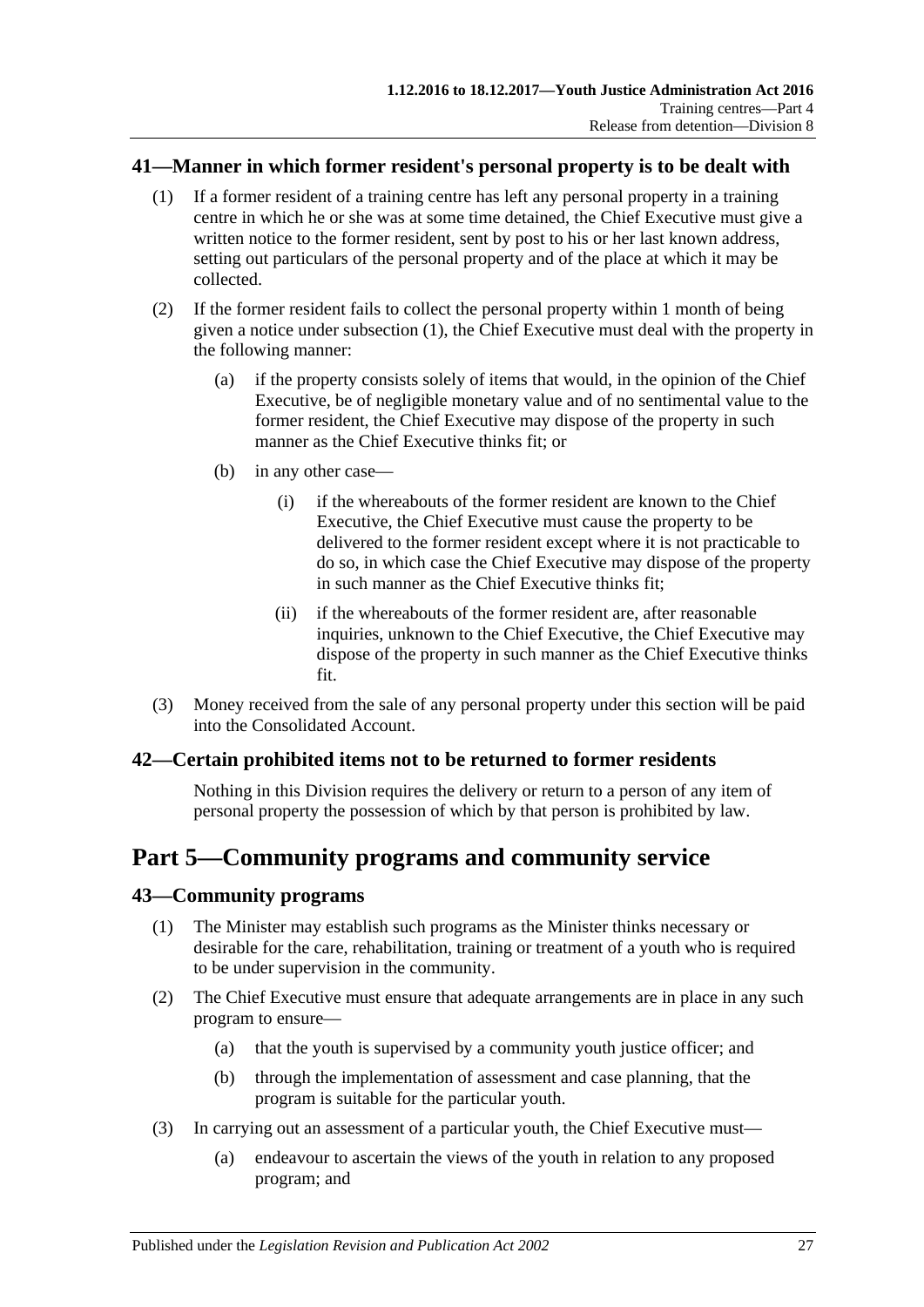### 41—Manner in which former resident's personal property is to be dealt with

(1) If a former resident of a training centre has left any personal property in a training centre in which he or she was at some time detained, the Chief Executive must give a written notice to the former resident, sent by post to his or her last known address, setting out particulars of the personal property and of the place at which it may be collected.

(2) If the former resident fails to collect the personal property within 1 month of being given a notice under subsection (1), the Chief Executive must deal with the property in the following manner:

- (a) if the property consists solely of items that would, in the opinion of the Chief Executive, be of negligible monetary value and of no sentimental value to the former resident, the Chief Executive may dispose of the property in such manner as the Chief Executive thinks fit; or
- (b) in any other case—
  - (i) if the whereabouts of the former resident are known to the Chief Executive, the Chief Executive must cause the property to be delivered to the former resident except where it is not practicable to do so, in which case the Chief Executive may dispose of the property in such manner as the Chief Executive thinks fit;
  - (ii) if the whereabouts of the former resident are, after reasonable inquiries, unknown to the Chief Executive, the Chief Executive may dispose of the property in such manner as the Chief Executive thinks fit.

(3) Money received from the sale of any personal property under this section will be paid into the Consolidated Account.

### 42—Certain prohibited items not to be returned to former residents

Nothing in this Division requires the delivery or return to a person of any item of personal property the possession of which by that person is prohibited by law.

## Part 5—Community programs and community service

### 43—Community programs

(1) The Minister may establish such programs as the Minister thinks necessary or desirable for the care, rehabilitation, training or treatment of a youth who is required to be under supervision in the community.

(2) The Chief Executive must ensure that adequate arrangements are in place in any such program to ensure—

- (a) that the youth is supervised by a community youth justice officer; and
- (b) through the implementation of assessment and case planning, that the program is suitable for the particular youth.

(3) In carrying out an assessment of a particular youth, the Chief Executive must—

- (a) endeavour to ascertain the views of the youth in relation to any proposed program; and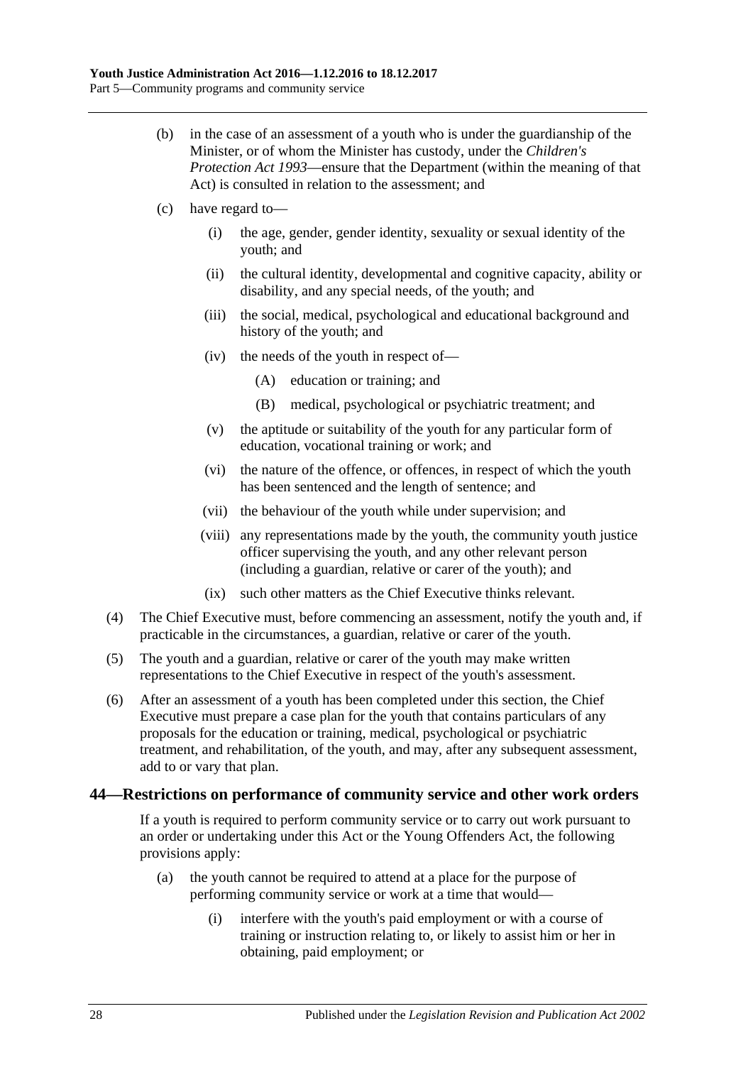(b) in the case of an assessment of a youth who is under the guardianship of the Minister, or of whom the Minister has custody, under the *Children's Protection Act 1993*—ensure that the Department (within the meaning of that Act) is consulted in relation to the assessment; and

(c) have regard to—

(i) the age, gender, gender identity, sexuality or sexual identity of the youth; and

(ii) the cultural identity, developmental and cognitive capacity, ability or disability, and any special needs, of the youth; and

(iii) the social, medical, psychological and educational background and history of the youth; and

(iv) the needs of the youth in respect of—

(A) education or training; and

(B) medical, psychological or psychiatric treatment; and

(v) the aptitude or suitability of the youth for any particular form of education, vocational training or work; and

(vi) the nature of the offence, or offences, in respect of which the youth has been sentenced and the length of sentence; and

(vii) the behaviour of the youth while under supervision; and

(viii) any representations made by the youth, the community youth justice officer supervising the youth, and any other relevant person (including a guardian, relative or carer of the youth); and

(ix) such other matters as the Chief Executive thinks relevant.

(4) The Chief Executive must, before commencing an assessment, notify the youth and, if practicable in the circumstances, a guardian, relative or carer of the youth.

(5) The youth and a guardian, relative or carer of the youth may make written representations to the Chief Executive in respect of the youth's assessment.

(6) After an assessment of a youth has been completed under this section, the Chief Executive must prepare a case plan for the youth that contains particulars of any proposals for the education or training, medical, psychological or psychiatric treatment, and rehabilitation, of the youth, and may, after any subsequent assessment, add to or vary that plan.

## 44—Restrictions on performance of community service and other work orders

If a youth is required to perform community service or to carry out work pursuant to an order or undertaking under this Act or the Young Offenders Act, the following provisions apply:

(a) the youth cannot be required to attend at a place for the purpose of performing community service or work at a time that would—

(i) interfere with the youth's paid employment or with a course of training or instruction relating to, or likely to assist him or her in obtaining, paid employment; or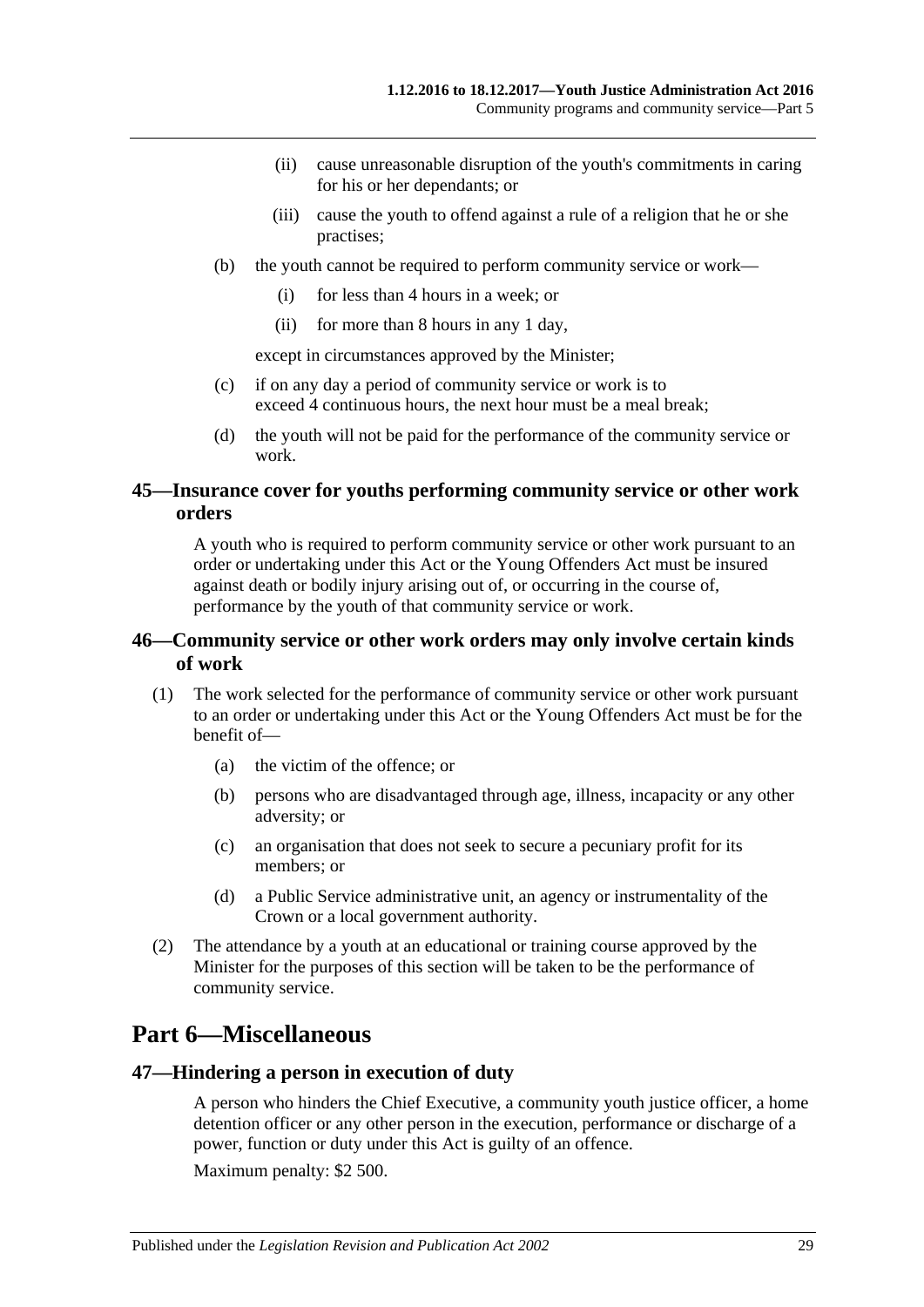(ii) cause unreasonable disruption of the youth's commitments in caring for his or her dependants; or

(iii) cause the youth to offend against a rule of a religion that he or she practises;

(b) the youth cannot be required to perform community service or work—

(i) for less than 4 hours in a week; or

(ii) for more than 8 hours in any 1 day,

except in circumstances approved by the Minister;

(c) if on any day a period of community service or work is to exceed 4 continuous hours, the next hour must be a meal break;

(d) the youth will not be paid for the performance of the community service or work.

### 45—Insurance cover for youths performing community service or other work orders

A youth who is required to perform community service or other work pursuant to an order or undertaking under this Act or the Young Offenders Act must be insured against death or bodily injury arising out of, or occurring in the course of, performance by the youth of that community service or work.

### 46—Community service or other work orders may only involve certain kinds of work

(1) The work selected for the performance of community service or other work pursuant to an order or undertaking under this Act or the Young Offenders Act must be for the benefit of—

(a) the victim of the offence; or

(b) persons who are disadvantaged through age, illness, incapacity or any other adversity; or

(c) an organisation that does not seek to secure a pecuniary profit for its members; or

(d) a Public Service administrative unit, an agency or instrumentality of the Crown or a local government authority.

(2) The attendance by a youth at an educational or training course approved by the Minister for the purposes of this section will be taken to be the performance of community service.

## Part 6—Miscellaneous

### 47—Hindering a person in execution of duty

A person who hinders the Chief Executive, a community youth justice officer, a home detention officer or any other person in the execution, performance or discharge of a power, function or duty under this Act is guilty of an offence.

Maximum penalty: $2 500.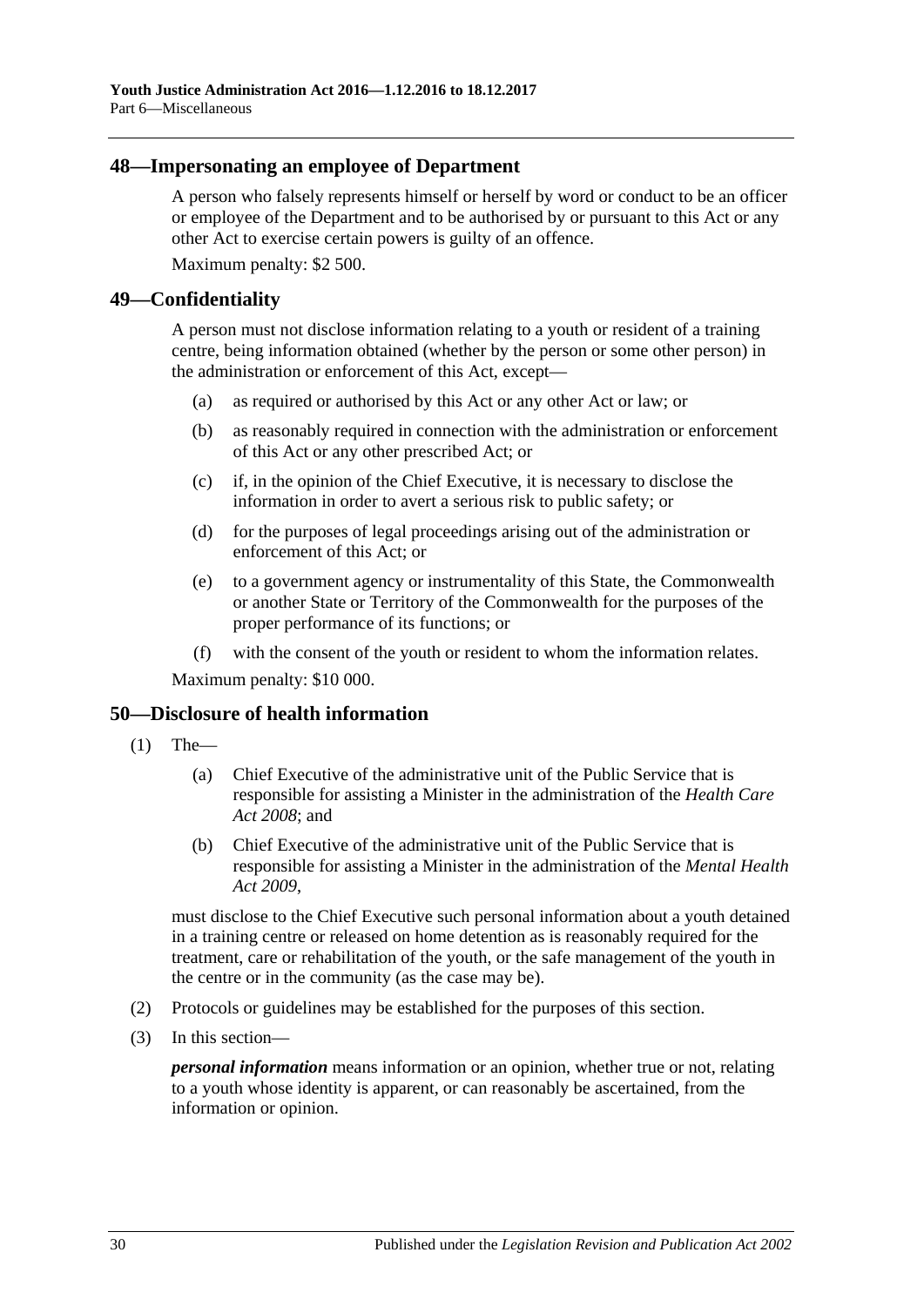## 48—Impersonating an employee of Department

A person who falsely represents himself or herself by word or conduct to be an officer or employee of the Department and to be authorised by or pursuant to this Act or any other Act to exercise certain powers is guilty of an offence.

Maximum penalty: $2 500.

## 49—Confidentiality

A person must not disclose information relating to a youth or resident of a training centre, being information obtained (whether by the person or some other person) in the administration or enforcement of this Act, except—

- (a) as required or authorised by this Act or any other Act or law; or
- (b) as reasonably required in connection with the administration or enforcement of this Act or any other prescribed Act; or
- (c) if, in the opinion of the Chief Executive, it is necessary to disclose the information in order to avert a serious risk to public safety; or
- (d) for the purposes of legal proceedings arising out of the administration or enforcement of this Act; or
- (e) to a government agency or instrumentality of this State, the Commonwealth or another State or Territory of the Commonwealth for the purposes of the proper performance of its functions; or
- (f) with the consent of the youth or resident to whom the information relates.

Maximum penalty: $10 000.

## 50—Disclosure of health information

(1) The—

- (a) Chief Executive of the administrative unit of the Public Service that is responsible for assisting a Minister in the administration of the *Health Care Act 2008*; and
- (b) Chief Executive of the administrative unit of the Public Service that is responsible for assisting a Minister in the administration of the *Mental Health Act 2009*,

must disclose to the Chief Executive such personal information about a youth detained in a training centre or released on home detention as is reasonably required for the treatment, care or rehabilitation of the youth, or the safe management of the youth in the centre or in the community (as the case may be).

(2) Protocols or guidelines may be established for the purposes of this section.

(3) In this section—

***personal information*** means information or an opinion, whether true or not, relating to a youth whose identity is apparent, or can reasonably be ascertained, from the information or opinion.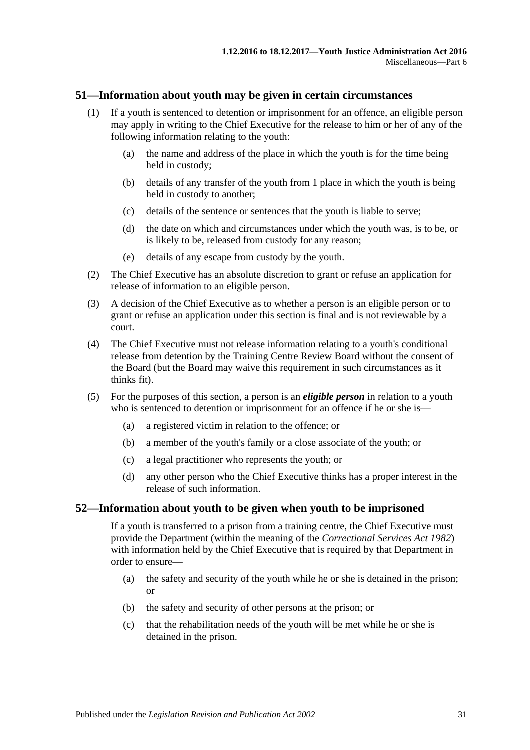## 51—Information about youth may be given in certain circumstances

(1) If a youth is sentenced to detention or imprisonment for an offence, an eligible person may apply in writing to the Chief Executive for the release to him or her of any of the following information relating to the youth:

(a) the name and address of the place in which the youth is for the time being held in custody;

(b) details of any transfer of the youth from 1 place in which the youth is being held in custody to another;

(c) details of the sentence or sentences that the youth is liable to serve;

(d) the date on which and circumstances under which the youth was, is to be, or is likely to be, released from custody for any reason;

(e) details of any escape from custody by the youth.

(2) The Chief Executive has an absolute discretion to grant or refuse an application for release of information to an eligible person.

(3) A decision of the Chief Executive as to whether a person is an eligible person or to grant or refuse an application under this section is final and is not reviewable by a court.

(4) The Chief Executive must not release information relating to a youth's conditional release from detention by the Training Centre Review Board without the consent of the Board (but the Board may waive this requirement in such circumstances as it thinks fit).

(5) For the purposes of this section, a person is an ***eligible person*** in relation to a youth who is sentenced to detention or imprisonment for an offence if he or she is—

(a) a registered victim in relation to the offence; or

(b) a member of the youth's family or a close associate of the youth; or

(c) a legal practitioner who represents the youth; or

(d) any other person who the Chief Executive thinks has a proper interest in the release of such information.

## 52—Information about youth to be given when youth to be imprisoned

If a youth is transferred to a prison from a training centre, the Chief Executive must provide the Department (within the meaning of the *Correctional Services Act 1982*) with information held by the Chief Executive that is required by that Department in order to ensure—

(a) the safety and security of the youth while he or she is detained in the prison; or

(b) the safety and security of other persons at the prison; or

(c) that the rehabilitation needs of the youth will be met while he or she is detained in the prison.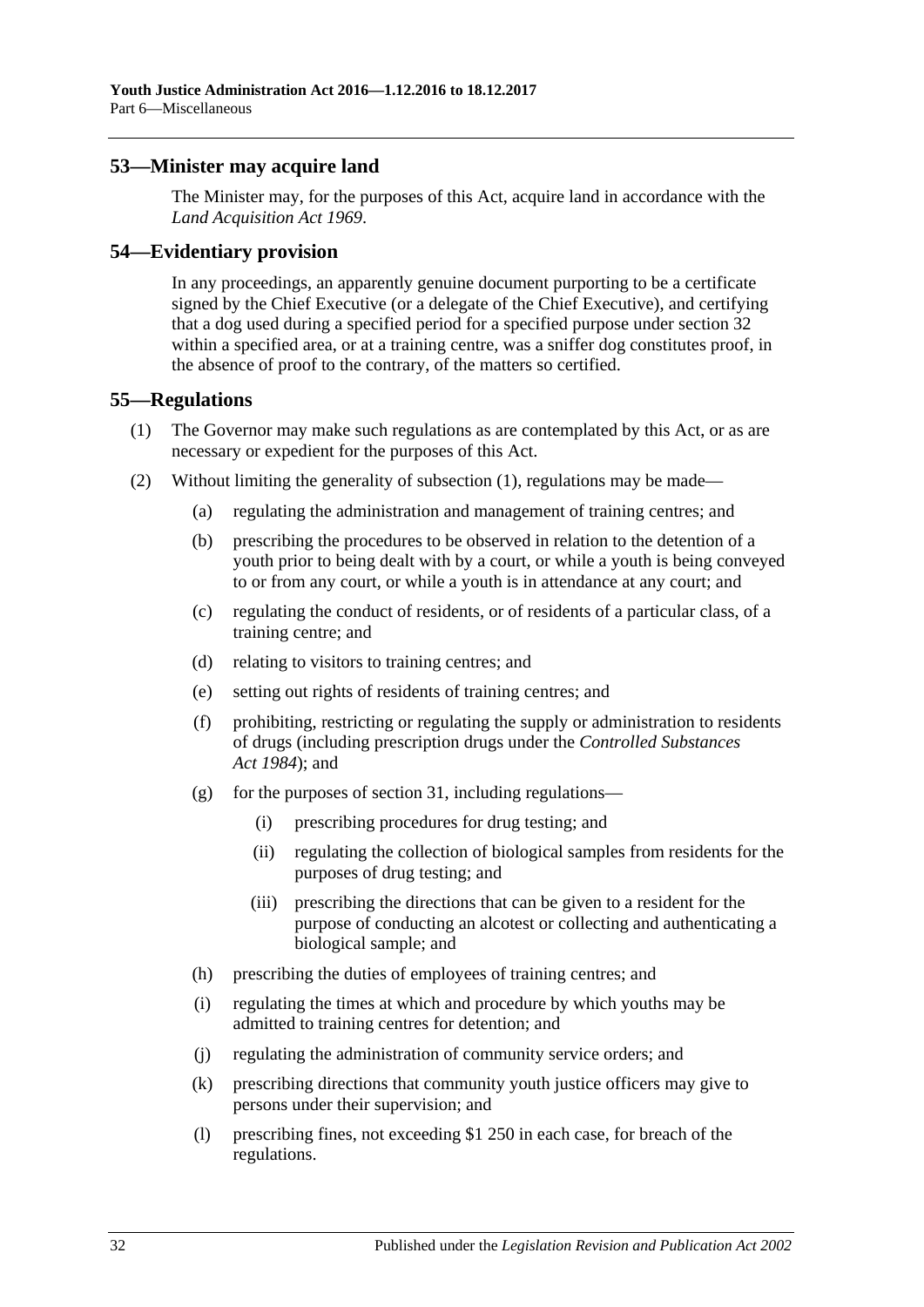## 53—Minister may acquire land

The Minister may, for the purposes of this Act, acquire land in accordance with the *Land Acquisition Act 1969*.

## 54—Evidentiary provision

In any proceedings, an apparently genuine document purporting to be a certificate signed by the Chief Executive (or a delegate of the Chief Executive), and certifying that a dog used during a specified period for a specified purpose under section 32 within a specified area, or at a training centre, was a sniffer dog constitutes proof, in the absence of proof to the contrary, of the matters so certified.

## 55—Regulations

(1) The Governor may make such regulations as are contemplated by this Act, or as are necessary or expedient for the purposes of this Act.

(2) Without limiting the generality of subsection (1), regulations may be made—

(a) regulating the administration and management of training centres; and

(b) prescribing the procedures to be observed in relation to the detention of a youth prior to being dealt with by a court, or while a youth is being conveyed to or from any court, or while a youth is in attendance at any court; and

(c) regulating the conduct of residents, or of residents of a particular class, of a training centre; and

(d) relating to visitors to training centres; and

(e) setting out rights of residents of training centres; and

(f) prohibiting, restricting or regulating the supply or administration to residents of drugs (including prescription drugs under the *Controlled Substances Act 1984*); and

(g) for the purposes of section 31, including regulations—

(i) prescribing procedures for drug testing; and

(ii) regulating the collection of biological samples from residents for the purposes of drug testing; and

(iii) prescribing the directions that can be given to a resident for the purpose of conducting an alcotest or collecting and authenticating a biological sample; and

(h) prescribing the duties of employees of training centres; and

(i) regulating the times at which and procedure by which youths may be admitted to training centres for detention; and

(j) regulating the administration of community service orders; and

(k) prescribing directions that community youth justice officers may give to persons under their supervision; and

(l) prescribing fines, not exceeding $1 250 in each case, for breach of the regulations.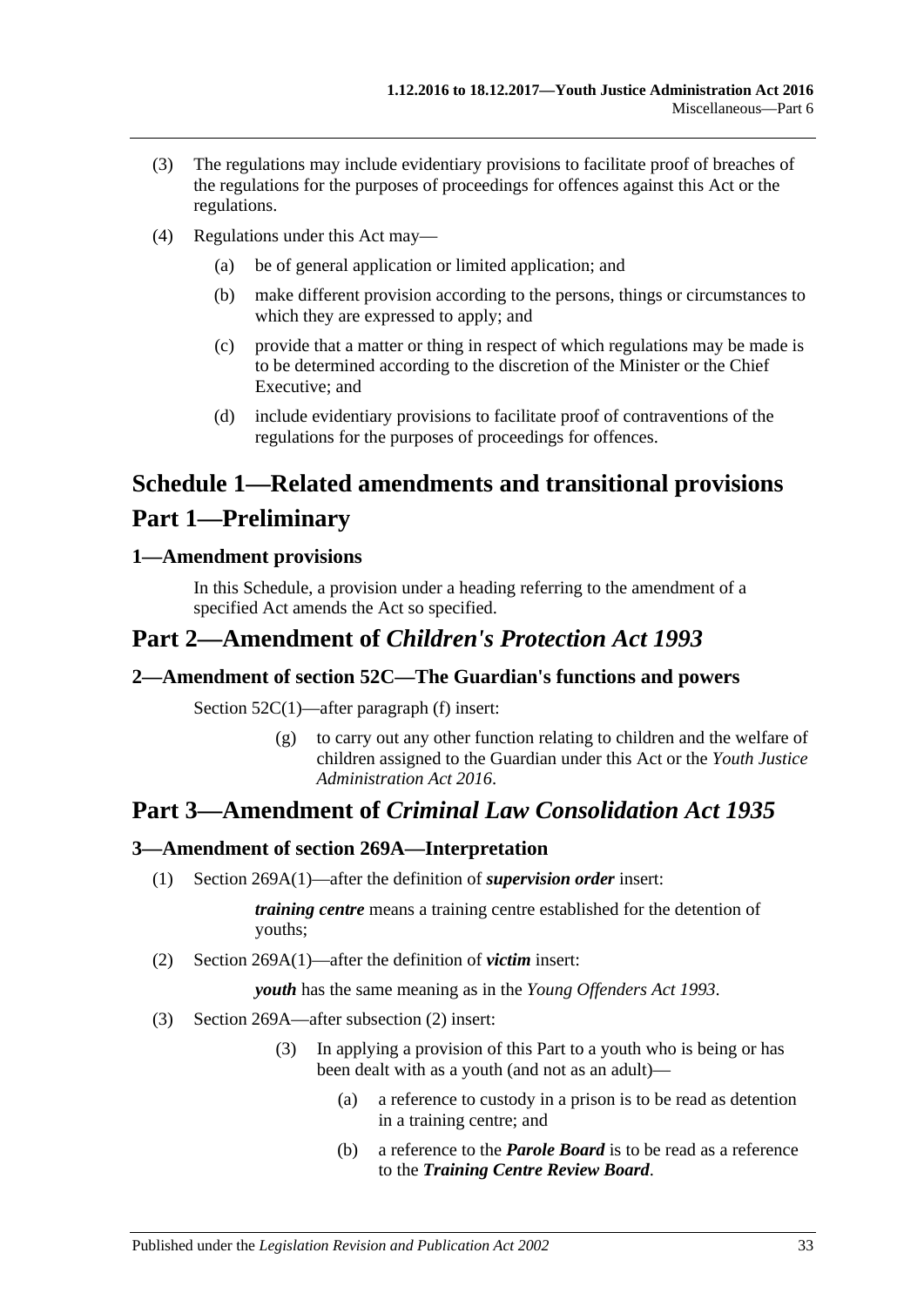(3) The regulations may include evidentiary provisions to facilitate proof of breaches of the regulations for the purposes of proceedings for offences against this Act or the regulations.

(4) Regulations under this Act may—

(a) be of general application or limited application; and

(b) make different provision according to the persons, things or circumstances to which they are expressed to apply; and

(c) provide that a matter or thing in respect of which regulations may be made is to be determined according to the discretion of the Minister or the Chief Executive; and

(d) include evidentiary provisions to facilitate proof of contraventions of the regulations for the purposes of proceedings for offences.

# Schedule 1—Related amendments and transitional provisions

# Part 1—Preliminary

### 1—Amendment provisions

In this Schedule, a provision under a heading referring to the amendment of a specified Act amends the Act so specified.

## Part 2—Amendment of *Children's Protection Act 1993*

### 2—Amendment of section 52C—The Guardian's functions and powers

Section 52C(1)—after paragraph (f) insert:

(g) to carry out any other function relating to children and the welfare of children assigned to the Guardian under this Act or the *Youth Justice Administration Act 2016*.

## Part 3—Amendment of *Criminal Law Consolidation Act 1935*

### 3—Amendment of section 269A—Interpretation

(1) Section 269A(1)—after the definition of ***supervision order*** insert:

***training centre*** means a training centre established for the detention of youths;

(2) Section 269A(1)—after the definition of ***victim*** insert:

***youth*** has the same meaning as in the *Young Offenders Act 1993*.

(3) Section 269A—after subsection (2) insert:

(3) In applying a provision of this Part to a youth who is being or has been dealt with as a youth (and not as an adult)—

(a) a reference to custody in a prison is to be read as detention in a training centre; and

(b) a reference to the ***Parole Board*** is to be read as a reference to the ***Training Centre Review Board***.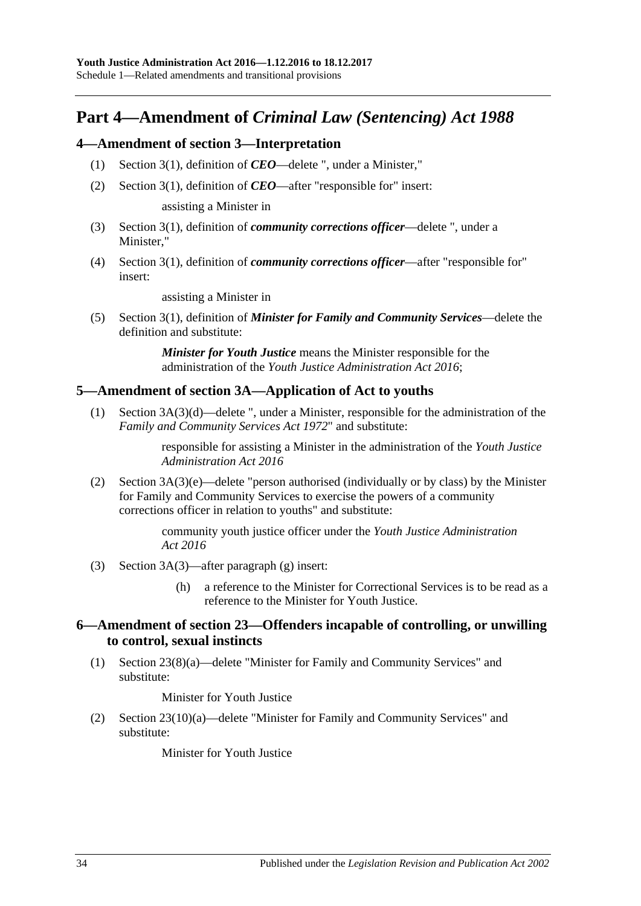# Part 4—Amendment of *Criminal Law (Sentencing) Act 1988*

## 4—Amendment of section 3—Interpretation

(1) Section 3(1), definition of ***CEO***—delete ", under a Minister,"

(2) Section 3(1), definition of ***CEO***—after "responsible for" insert:

> assisting a Minister in

(3) Section 3(1), definition of ***community corrections officer***—delete ", under a Minister,"

(4) Section 3(1), definition of ***community corrections officer***—after "responsible for" insert:

> assisting a Minister in

(5) Section 3(1), definition of ***Minister for Family and Community Services***—delete the definition and substitute:

> ***Minister for Youth Justice*** means the Minister responsible for the administration of the *Youth Justice Administration Act 2016*;

## 5—Amendment of section 3A—Application of Act to youths

(1) Section 3A(3)(d)—delete ", under a Minister, responsible for the administration of the *Family and Community Services Act 1972*" and substitute:

> responsible for assisting a Minister in the administration of the *Youth Justice Administration Act 2016*

(2) Section 3A(3)(e)—delete "person authorised (individually or by class) by the Minister for Family and Community Services to exercise the powers of a community corrections officer in relation to youths" and substitute:

> community youth justice officer under the *Youth Justice Administration Act 2016*

(3) Section 3A(3)—after paragraph (g) insert:

> (h) a reference to the Minister for Correctional Services is to be read as a reference to the Minister for Youth Justice.

## 6—Amendment of section 23—Offenders incapable of controlling, or unwilling to control, sexual instincts

(1) Section 23(8)(a)—delete "Minister for Family and Community Services" and substitute:

> Minister for Youth Justice

(2) Section 23(10)(a)—delete "Minister for Family and Community Services" and substitute:

> Minister for Youth Justice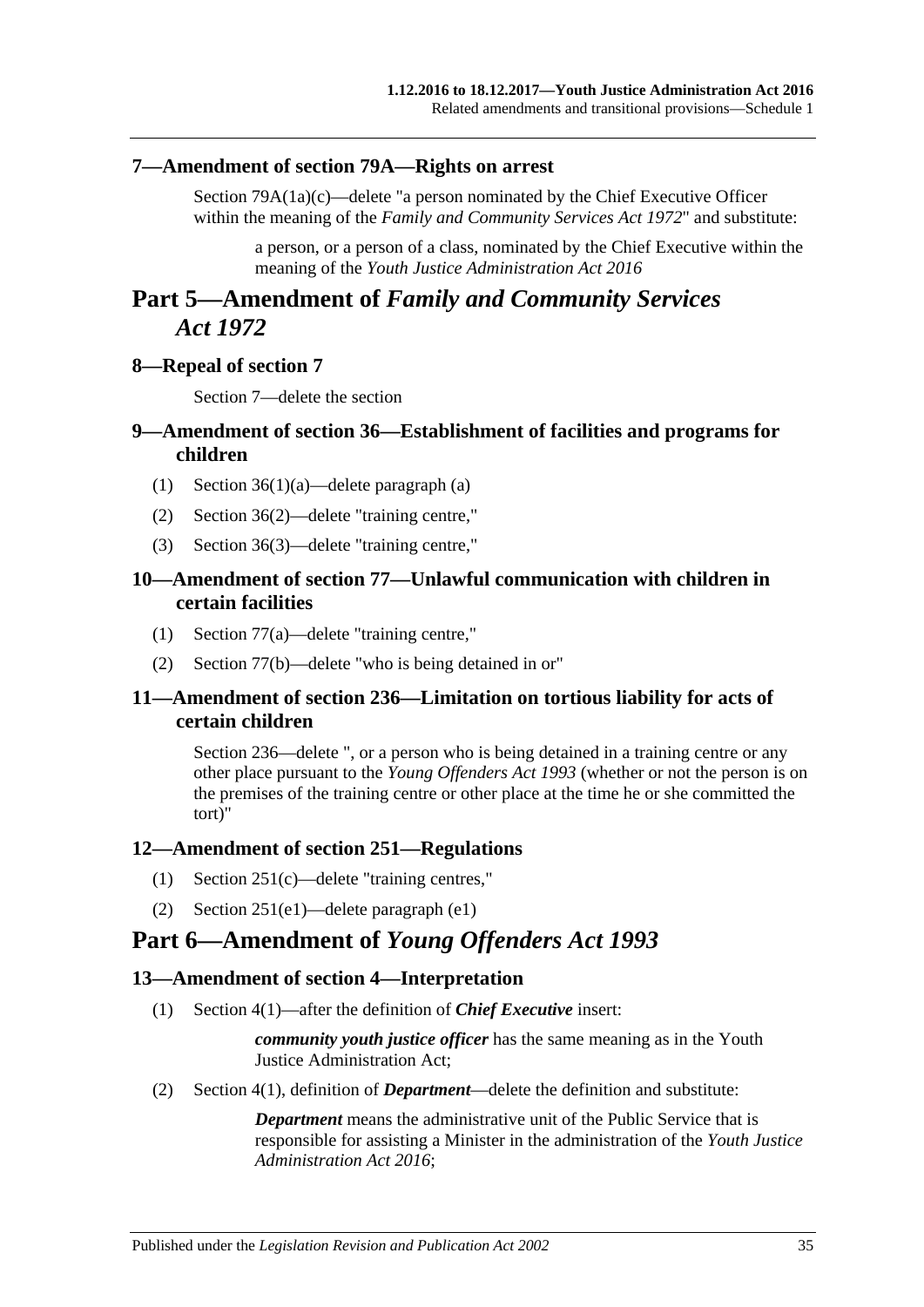### 7—Amendment of section 79A—Rights on arrest

Section 79A(1a)(c)—delete "a person nominated by the Chief Executive Officer within the meaning of the *Family and Community Services Act 1972*" and substitute:

> a person, or a person of a class, nominated by the Chief Executive within the meaning of the *Youth Justice Administration Act 2016*

## Part 5—Amendment of *Family and Community Services Act 1972*

### 8—Repeal of section 7

Section 7—delete the section

### 9—Amendment of section 36—Establishment of facilities and programs for children

(1) Section 36(1)(a)—delete paragraph (a)

(2) Section 36(2)—delete "training centre,"

(3) Section 36(3)—delete "training centre,"

### 10—Amendment of section 77—Unlawful communication with children in certain facilities

(1) Section 77(a)—delete "training centre,"

(2) Section 77(b)—delete "who is being detained in or"

### 11—Amendment of section 236—Limitation on tortious liability for acts of certain children

Section 236—delete ", or a person who is being detained in a training centre or any other place pursuant to the *Young Offenders Act 1993* (whether or not the person is on the premises of the training centre or other place at the time he or she committed the tort)"

### 12—Amendment of section 251—Regulations

(1) Section 251(c)—delete "training centres,"

(2) Section 251(e1)—delete paragraph (e1)

## Part 6—Amendment of *Young Offenders Act 1993*

### 13—Amendment of section 4—Interpretation

(1) Section 4(1)—after the definition of ***Chief Executive*** insert:

> ***community youth justice officer*** has the same meaning as in the Youth Justice Administration Act;

(2) Section 4(1), definition of ***Department***—delete the definition and substitute:

> ***Department*** means the administrative unit of the Public Service that is responsible for assisting a Minister in the administration of the *Youth Justice Administration Act 2016*;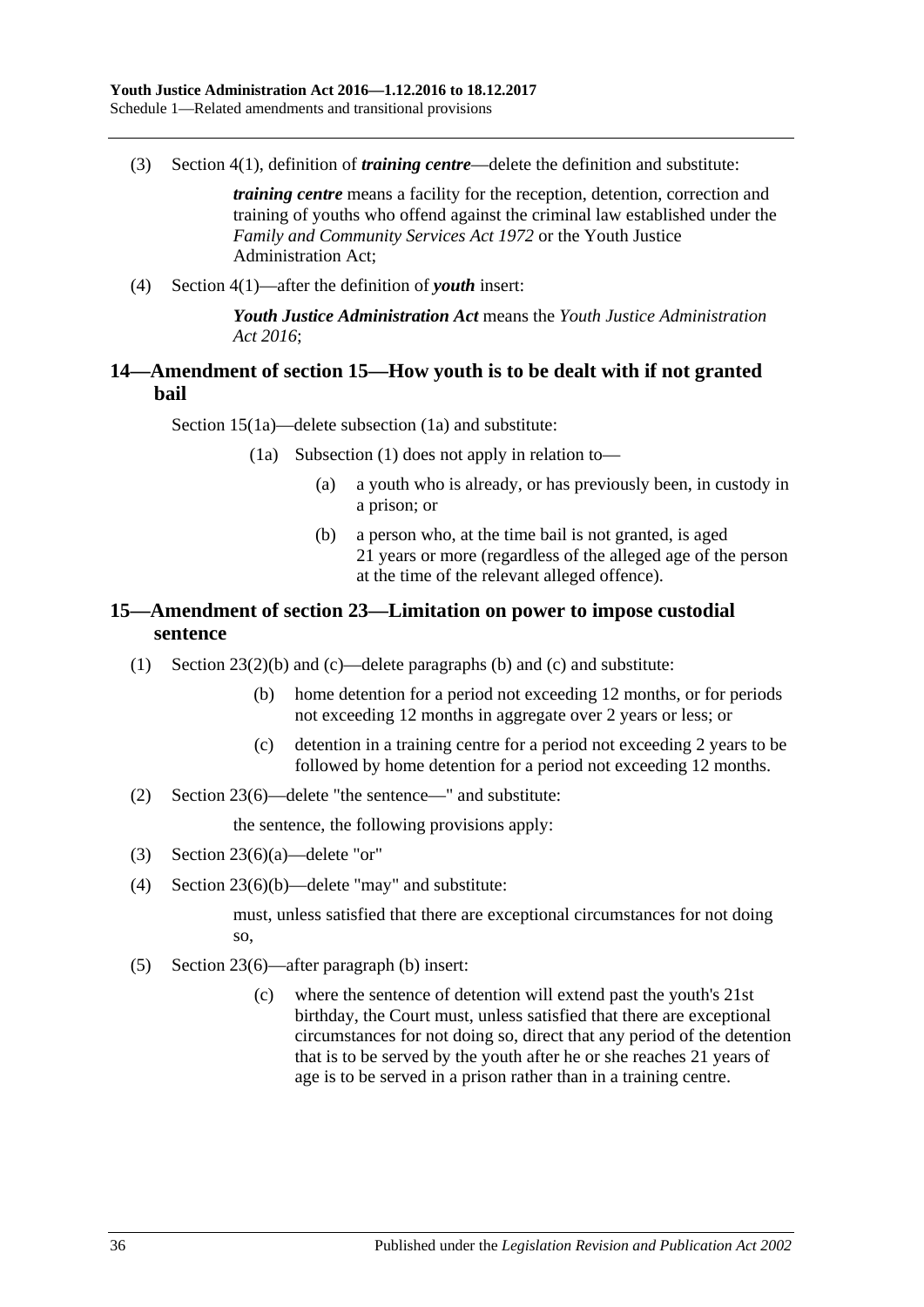(3) Section 4(1), definition of ***training centre***—delete the definition and substitute:

> ***training centre*** means a facility for the reception, detention, correction and training of youths who offend against the criminal law established under the *Family and Community Services Act 1972* or the Youth Justice Administration Act;

(4) Section 4(1)—after the definition of ***youth*** insert:

> ***Youth Justice Administration Act*** means the *Youth Justice Administration Act 2016*;

## 14—Amendment of section 15—How youth is to be dealt with if not granted bail

Section 15(1a)—delete subsection (1a) and substitute:

> (1a) Subsection (1) does not apply in relation to—
>
> (a) a youth who is already, or has previously been, in custody in a prison; or
>
> (b) a person who, at the time bail is not granted, is aged 21 years or more (regardless of the alleged age of the person at the time of the relevant alleged offence).

## 15—Amendment of section 23—Limitation on power to impose custodial sentence

(1) Section 23(2)(b) and (c)—delete paragraphs (b) and (c) and substitute:

> (b) home detention for a period not exceeding 12 months, or for periods not exceeding 12 months in aggregate over 2 years or less; or
>
> (c) detention in a training centre for a period not exceeding 2 years to be followed by home detention for a period not exceeding 12 months.

(2) Section 23(6)—delete "the sentence—" and substitute:

> the sentence, the following provisions apply:

(3) Section 23(6)(a)—delete "or"

(4) Section 23(6)(b)—delete "may" and substitute:

> must, unless satisfied that there are exceptional circumstances for not doing so,

(5) Section 23(6)—after paragraph (b) insert:

> (c) where the sentence of detention will extend past the youth's 21st birthday, the Court must, unless satisfied that there are exceptional circumstances for not doing so, direct that any period of the detention that is to be served by the youth after he or she reaches 21 years of age is to be served in a prison rather than in a training centre.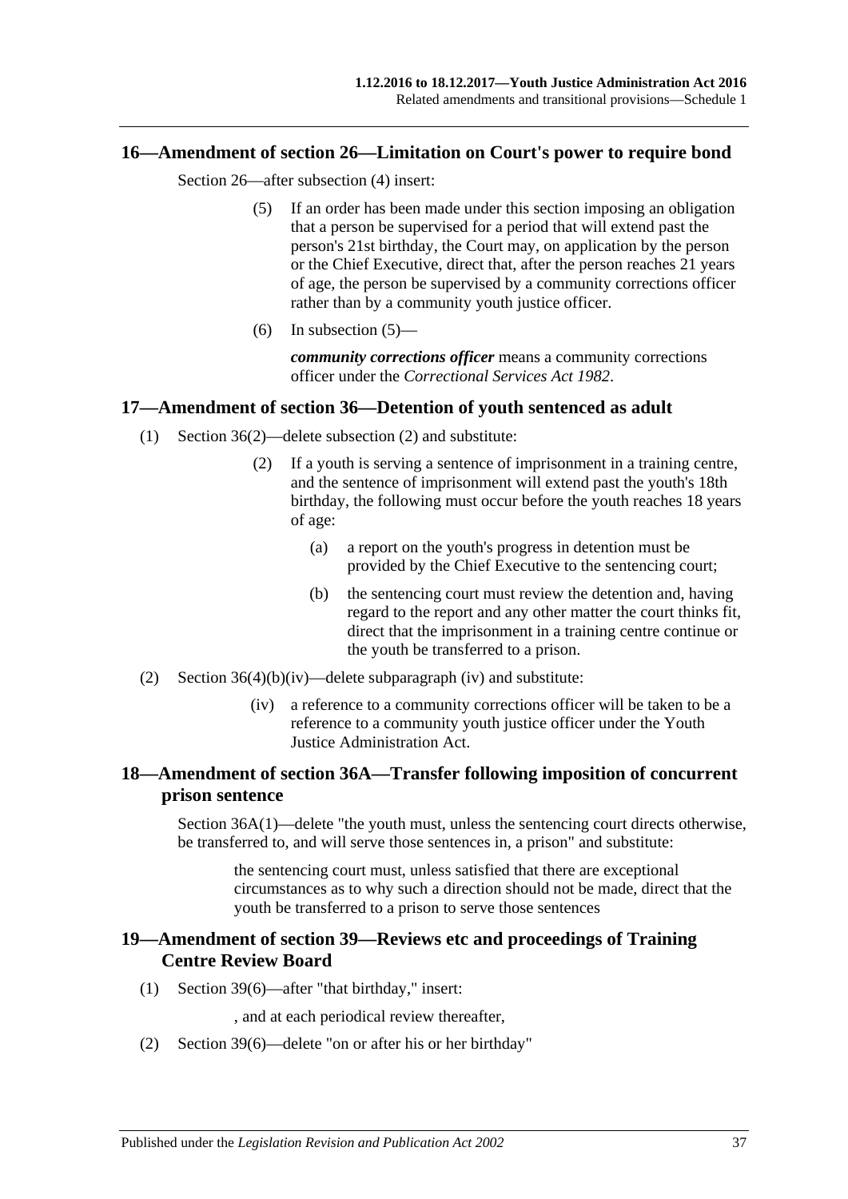## 16—Amendment of section 26—Limitation on Court's power to require bond

Section 26—after subsection (4) insert:

> (5) If an order has been made under this section imposing an obligation that a person be supervised for a period that will extend past the person's 21st birthday, the Court may, on application by the person or the Chief Executive, direct that, after the person reaches 21 years of age, the person be supervised by a community corrections officer rather than by a community youth justice officer.
>
> (6) In subsection (5)—
>
> ***community corrections officer*** means a community corrections officer under the *Correctional Services Act 1982*.

## 17—Amendment of section 36—Detention of youth sentenced as adult

(1) Section 36(2)—delete subsection (2) and substitute:

> (2) If a youth is serving a sentence of imprisonment in a training centre, and the sentence of imprisonment will extend past the youth's 18th birthday, the following must occur before the youth reaches 18 years of age:
>
> (a) a report on the youth's progress in detention must be provided by the Chief Executive to the sentencing court;
>
> (b) the sentencing court must review the detention and, having regard to the report and any other matter the court thinks fit, direct that the imprisonment in a training centre continue or the youth be transferred to a prison.

(2) Section 36(4)(b)(iv)—delete subparagraph (iv) and substitute:

> (iv) a reference to a community corrections officer will be taken to be a reference to a community youth justice officer under the Youth Justice Administration Act.

## 18—Amendment of section 36A—Transfer following imposition of concurrent prison sentence

Section 36A(1)—delete "the youth must, unless the sentencing court directs otherwise, be transferred to, and will serve those sentences in, a prison" and substitute:

> the sentencing court must, unless satisfied that there are exceptional circumstances as to why such a direction should not be made, direct that the youth be transferred to a prison to serve those sentences

## 19—Amendment of section 39—Reviews etc and proceedings of Training Centre Review Board

(1) Section 39(6)—after "that birthday," insert:

> , and at each periodical review thereafter,

(2) Section 39(6)—delete "on or after his or her birthday"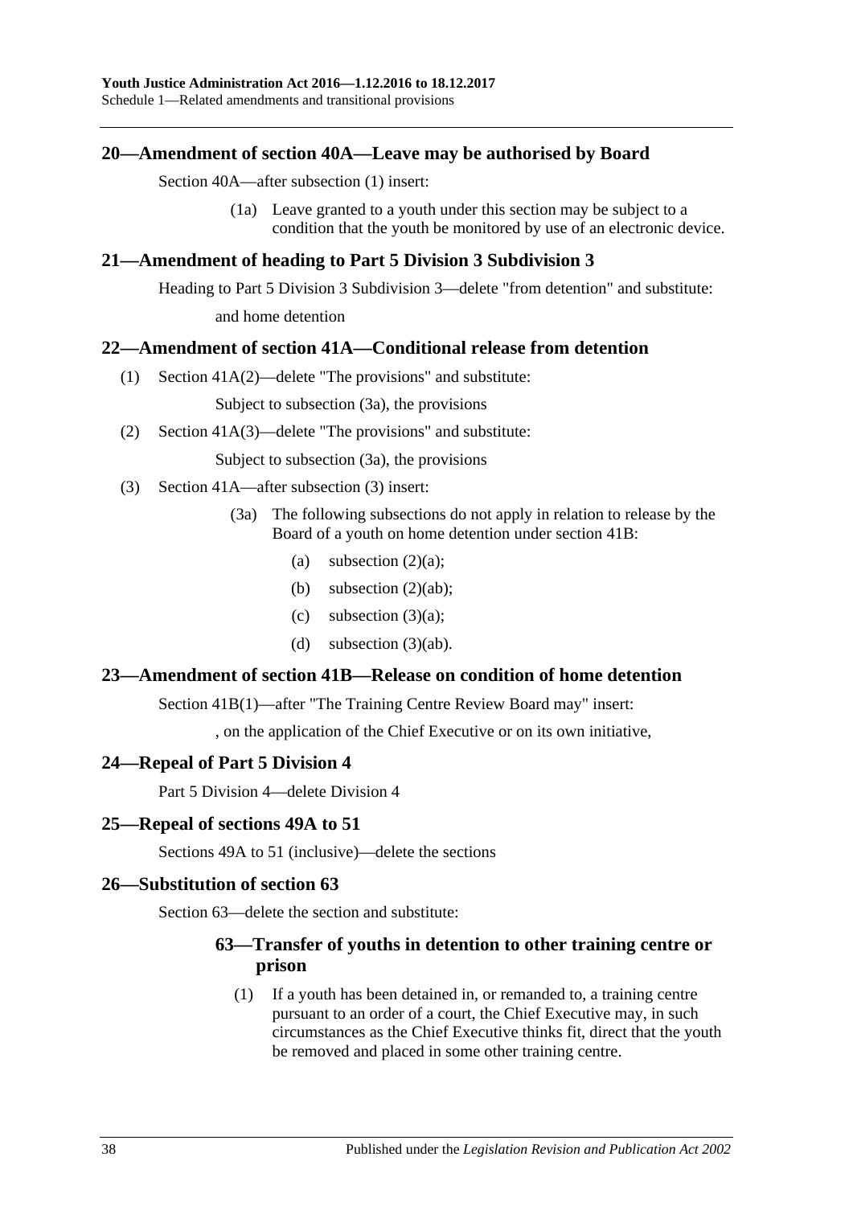## 20—Amendment of section 40A—Leave may be authorised by Board

Section 40A—after subsection (1) insert:

> (1a) Leave granted to a youth under this section may be subject to a condition that the youth be monitored by use of an electronic device.

## 21—Amendment of heading to Part 5 Division 3 Subdivision 3

Heading to Part 5 Division 3 Subdivision 3—delete "from detention" and substitute:

> and home detention

## 22—Amendment of section 41A—Conditional release from detention

(1) Section 41A(2)—delete "The provisions" and substitute:

> Subject to subsection (3a), the provisions

(2) Section 41A(3)—delete "The provisions" and substitute:

> Subject to subsection (3a), the provisions

(3) Section 41A—after subsection (3) insert:

> (3a) The following subsections do not apply in relation to release by the Board of a youth on home detention under section 41B:
>
> (a) subsection (2)(a);
>
> (b) subsection (2)(ab);
>
> (c) subsection (3)(a);
>
> (d) subsection (3)(ab).

## 23—Amendment of section 41B—Release on condition of home detention

Section 41B(1)—after "The Training Centre Review Board may" insert:

> , on the application of the Chief Executive or on its own initiative,

## 24—Repeal of Part 5 Division 4

Part 5 Division 4—delete Division 4

## 25—Repeal of sections 49A to 51

Sections 49A to 51 (inclusive)—delete the sections

## 26—Substitution of section 63

Section 63—delete the section and substitute:

> ### 63—Transfer of youths in detention to other training centre or prison
>
> (1) If a youth has been detained in, or remanded to, a training centre pursuant to an order of a court, the Chief Executive may, in such circumstances as the Chief Executive thinks fit, direct that the youth be removed and placed in some other training centre.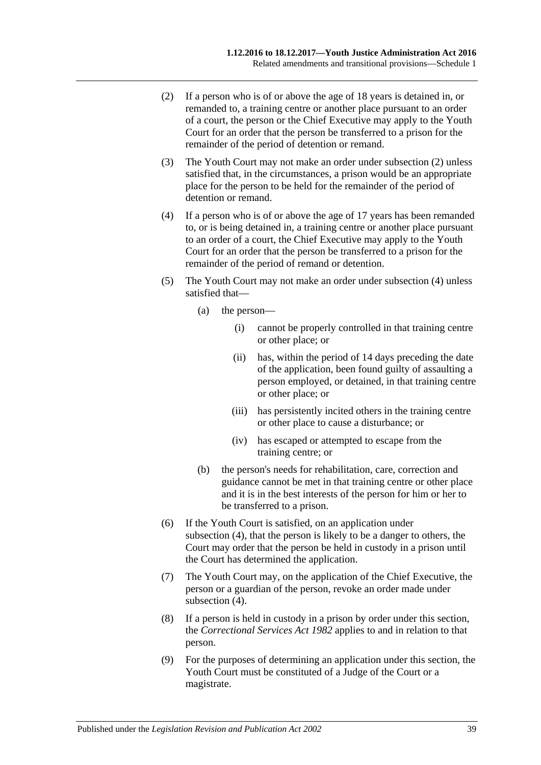(2) If a person who is of or above the age of 18 years is detained in, or remanded to, a training centre or another place pursuant to an order of a court, the person or the Chief Executive may apply to the Youth Court for an order that the person be transferred to a prison for the remainder of the period of detention or remand.

(3) The Youth Court may not make an order under subsection (2) unless satisfied that, in the circumstances, a prison would be an appropriate place for the person to be held for the remainder of the period of detention or remand.

(4) If a person who is of or above the age of 17 years has been remanded to, or is being detained in, a training centre or another place pursuant to an order of a court, the Chief Executive may apply to the Youth Court for an order that the person be transferred to a prison for the remainder of the period of remand or detention.

(5) The Youth Court may not make an order under subsection (4) unless satisfied that—

  (a) the person—

    (i) cannot be properly controlled in that training centre or other place; or

    (ii) has, within the period of 14 days preceding the date of the application, been found guilty of assaulting a person employed, or detained, in that training centre or other place; or

    (iii) has persistently incited others in the training centre or other place to cause a disturbance; or

    (iv) has escaped or attempted to escape from the training centre; or

  (b) the person's needs for rehabilitation, care, correction and guidance cannot be met in that training centre or other place and it is in the best interests of the person for him or her to be transferred to a prison.

(6) If the Youth Court is satisfied, on an application under subsection (4), that the person is likely to be a danger to others, the Court may order that the person be held in custody in a prison until the Court has determined the application.

(7) The Youth Court may, on the application of the Chief Executive, the person or a guardian of the person, revoke an order made under subsection (4).

(8) If a person is held in custody in a prison by order under this section, the *Correctional Services Act 1982* applies to and in relation to that person.

(9) For the purposes of determining an application under this section, the Youth Court must be constituted of a Judge of the Court or a magistrate.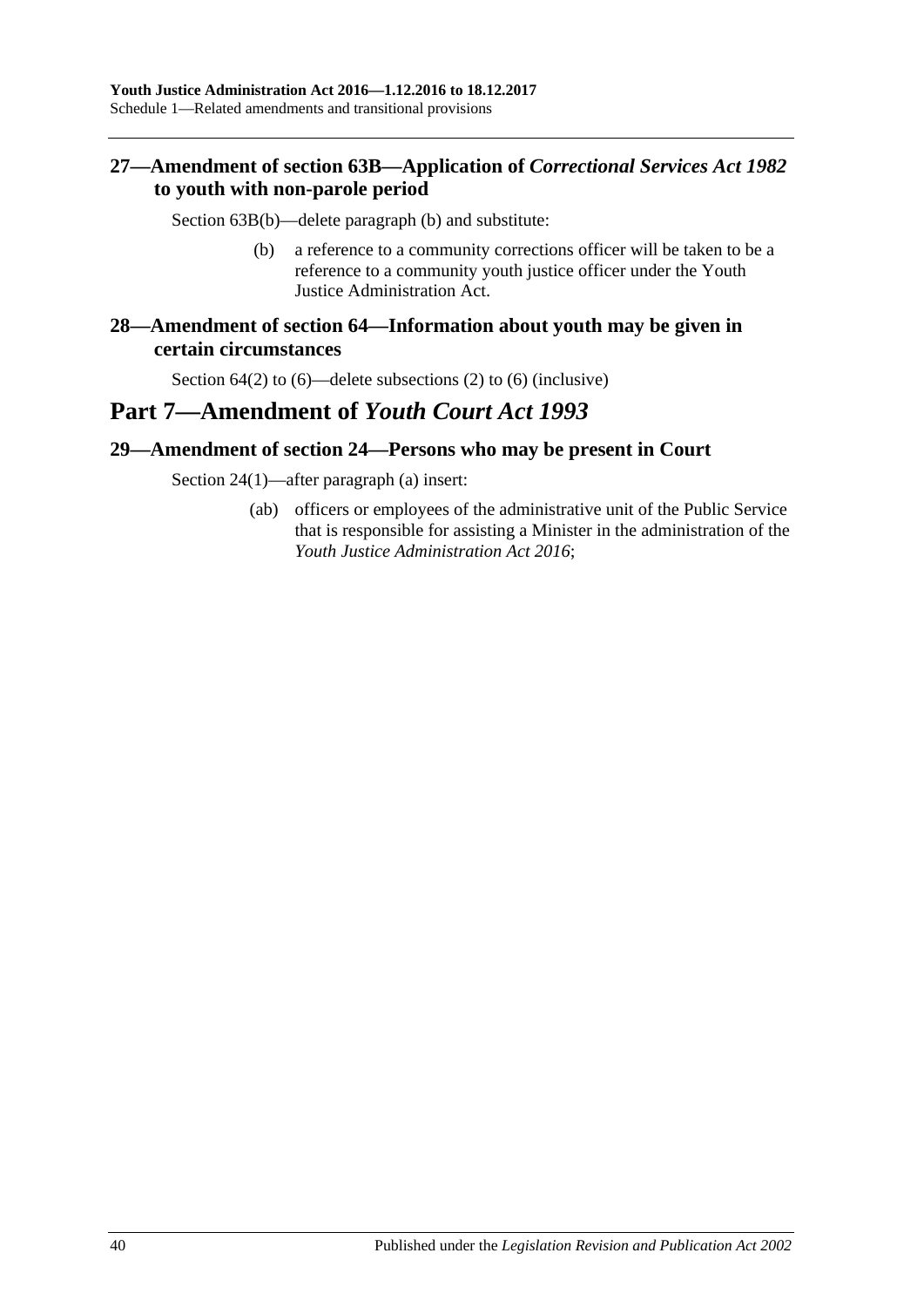### 27—Amendment of section 63B—Application of *Correctional Services Act 1982* to youth with non-parole period

Section 63B(b)—delete paragraph (b) and substitute:

(b) a reference to a community corrections officer will be taken to be a reference to a community youth justice officer under the Youth Justice Administration Act.

### 28—Amendment of section 64—Information about youth may be given in certain circumstances

Section 64(2) to (6)—delete subsections (2) to (6) (inclusive)

## Part 7—Amendment of *Youth Court Act 1993*

### 29—Amendment of section 24—Persons who may be present in Court

Section 24(1)—after paragraph (a) insert:

(ab) officers or employees of the administrative unit of the Public Service that is responsible for assisting a Minister in the administration of the *Youth Justice Administration Act 2016*;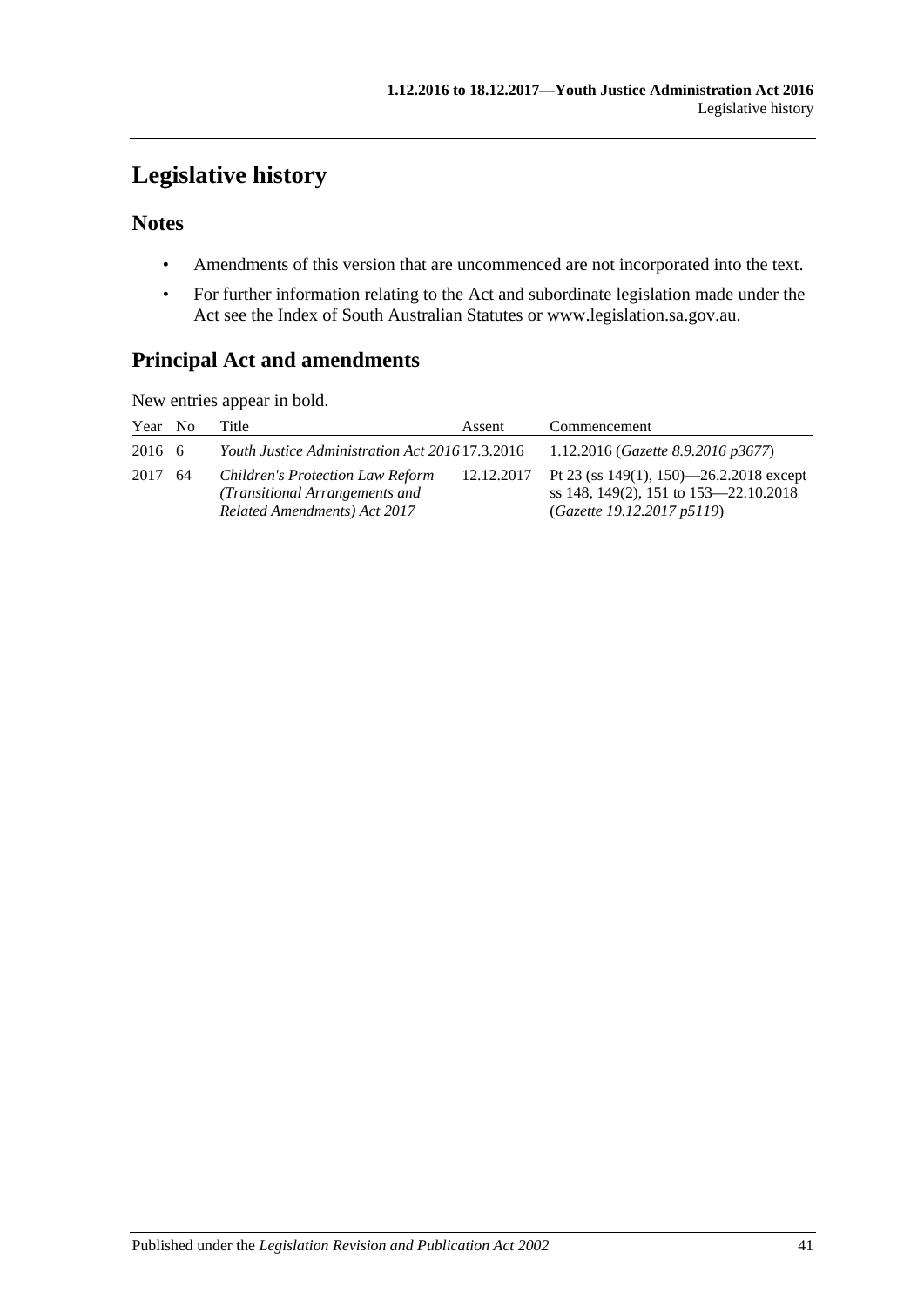# Legislative history

## Notes

- Amendments of this version that are uncommenced are not incorporated into the text.
- For further information relating to the Act and subordinate legislation made under the Act see the Index of South Australian Statutes or www.legislation.sa.gov.au.

## Principal Act and amendments

New entries appear in bold.

| Year | No | Title | Assent | Commencement |
|---|---|---|---|---|
| 2016 | 6 | *Youth Justice Administration Act 2016* | 17.3.2016 | 1.12.2016 (*Gazette 8.9.2016 p3677*) |
| 2017 | 64 | *Children's Protection Law Reform (Transitional Arrangements and Related Amendments) Act 2017* | 12.12.2017 | Pt 23 (ss 149(1), 150)—26.2.2018 except ss 148, 149(2), 151 to 153—22.10.2018 (*Gazette 19.12.2017 p5119*) |